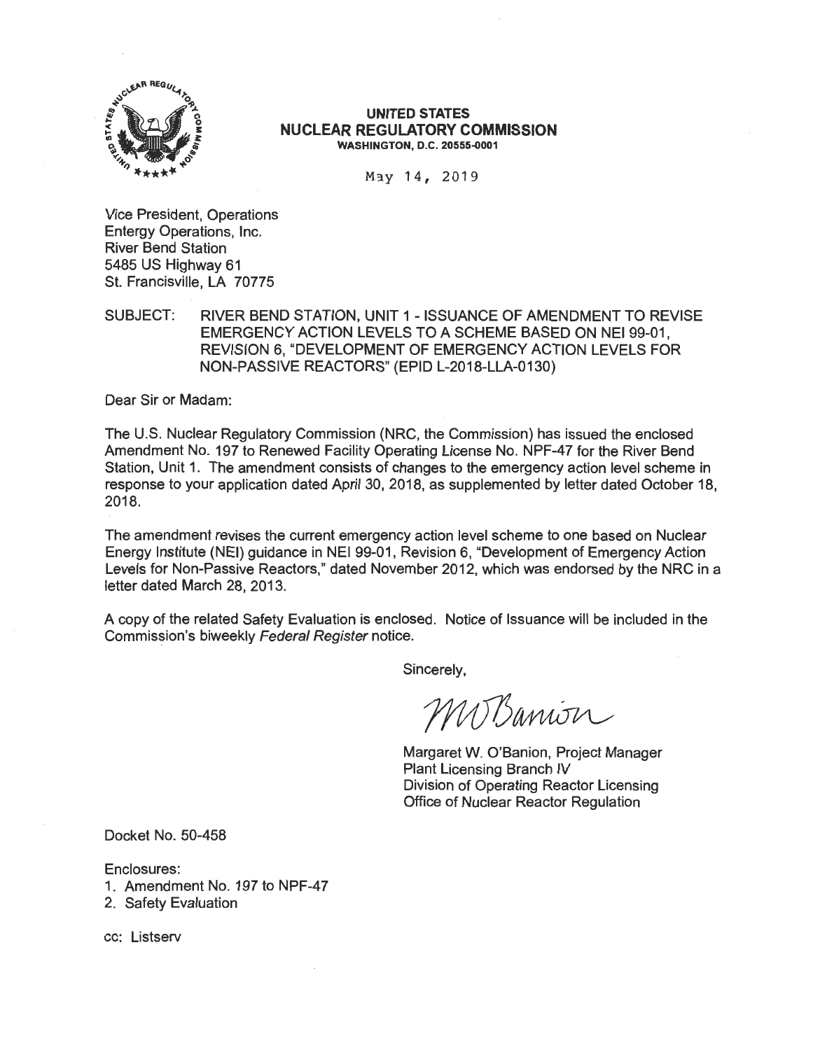**UNITED STATES**
**NUCLEAR REGULATORY COMMISSION**
**WASHINGTON, D.C. 20555-0001**

May 14, 2019

Vice President, Operations
Entergy Operations, Inc.
River Bend Station
5485 US Highway 61
St. Francisville, LA 70775

SUBJECT: RIVER BEND STATION, UNIT 1 - ISSUANCE OF AMENDMENT TO REVISE EMERGENCY ACTION LEVELS TO A SCHEME BASED ON NEI 99-01, REVISION 6, "DEVELOPMENT OF EMERGENCY ACTION LEVELS FOR NON-PASSIVE REACTORS" (EPID L-2018-LLA-0130)

Dear Sir or Madam:

The U.S. Nuclear Regulatory Commission (NRC, the Commission) has issued the enclosed Amendment No. 197 to Renewed Facility Operating License No. NPF-47 for the River Bend Station, Unit 1. The amendment consists of changes to the emergency action level scheme in response to your application dated April 30, 2018, as supplemented by letter dated October 18, 2018.

The amendment revises the current emergency action level scheme to one based on Nuclear Energy Institute (NEI) guidance in NEI 99-01, Revision 6, "Development of Emergency Action Levels for Non-Passive Reactors," dated November 2012, which was endorsed by the NRC in a letter dated March 28, 2013.

A copy of the related Safety Evaluation is enclosed. Notice of Issuance will be included in the Commission's biweekly *Federal Register* notice.

Sincerely,

Margaret W. O'Banion, Project Manager
Plant Licensing Branch IV
Division of Operating Reactor Licensing
Office of Nuclear Reactor Regulation

Docket No. 50-458

Enclosures:
1. Amendment No. 197 to NPF-47
2. Safety Evaluation

cc: Listserv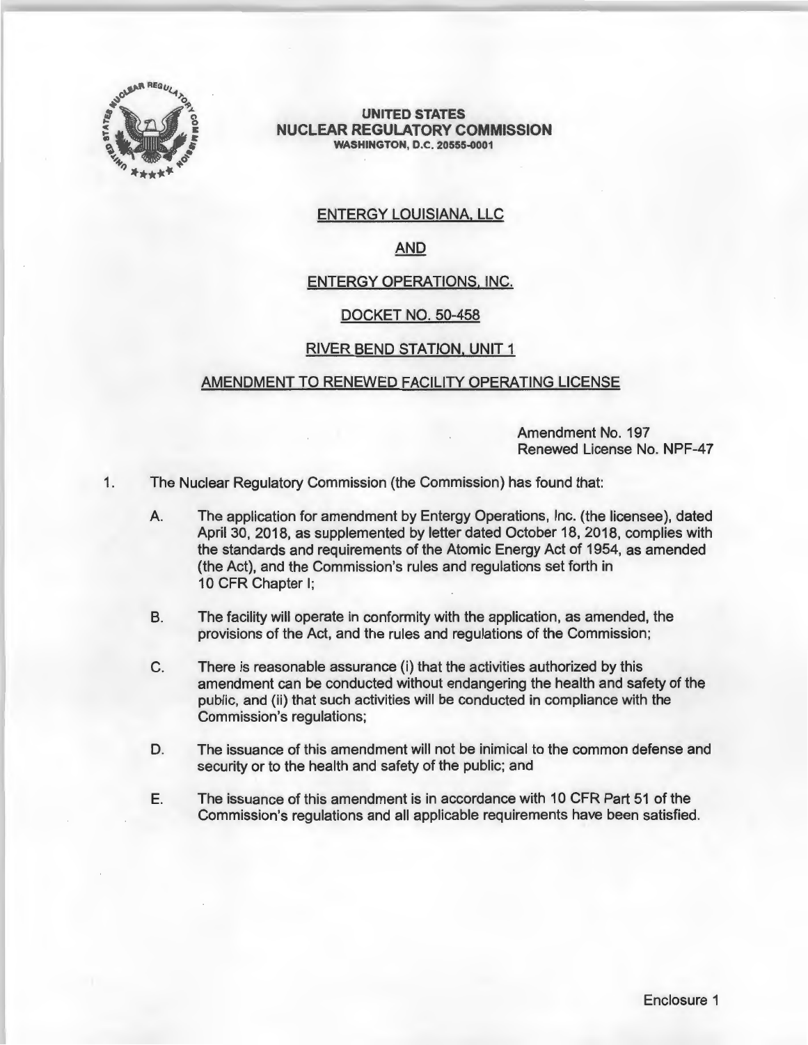**UNITED STATES**
**NUCLEAR REGULATORY COMMISSION**
**WASHINGTON, D.C. 20555-0001**

ENTERGY LOUISIANA, LLC

AND

ENTERGY OPERATIONS, INC.

DOCKET NO. 50-458

RIVER BEND STATION, UNIT 1

AMENDMENT TO RENEWED FACILITY OPERATING LICENSE

Amendment No. 197
Renewed License No. NPF-47

1. The Nuclear Regulatory Commission (the Commission) has found that:

   A. The application for amendment by Entergy Operations, Inc. (the licensee), dated April 30, 2018, as supplemented by letter dated October 18, 2018, complies with the standards and requirements of the Atomic Energy Act of 1954, as amended (the Act), and the Commission's rules and regulations set forth in 10 CFR Chapter I;

   B. The facility will operate in conformity with the application, as amended, the provisions of the Act, and the rules and regulations of the Commission;

   C. There is reasonable assurance (i) that the activities authorized by this amendment can be conducted without endangering the health and safety of the public, and (ii) that such activities will be conducted in compliance with the Commission's regulations;

   D. The issuance of this amendment will not be inimical to the common defense and security or to the health and safety of the public; and

   E. The issuance of this amendment is in accordance with 10 CFR Part 51 of the Commission's regulations and all applicable requirements have been satisfied.

Enclosure 1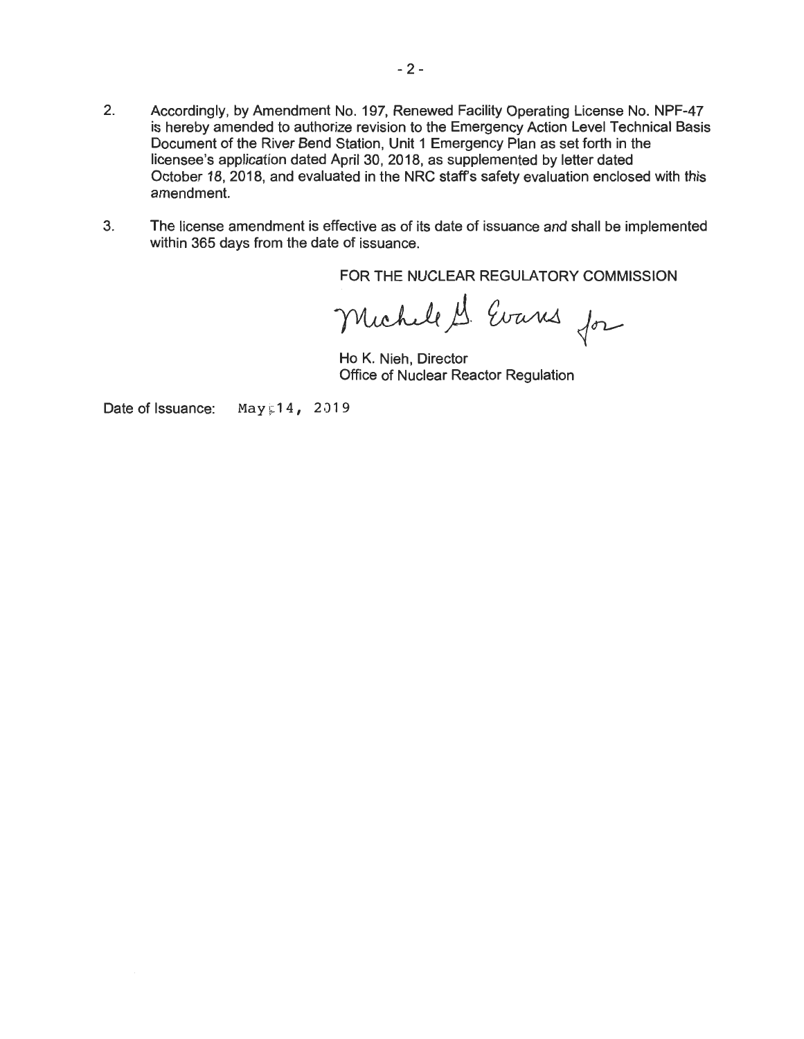2. Accordingly, by Amendment No. 197, Renewed Facility Operating License No. NPF-47 is hereby amended to authorize revision to the Emergency Action Level Technical Basis Document of the River Bend Station, Unit 1 Emergency Plan as set forth in the licensee's application dated April 30, 2018, as supplemented by letter dated October 18, 2018, and evaluated in the NRC staff's safety evaluation enclosed with this amendment.

3. The license amendment is effective as of its date of issuance and shall be implemented within 365 days from the date of issuance.

FOR THE NUCLEAR REGULATORY COMMISSION

Michele G. Evans for

Ho K. Nieh, Director
Office of Nuclear Reactor Regulation

Date of Issuance: May 14, 2019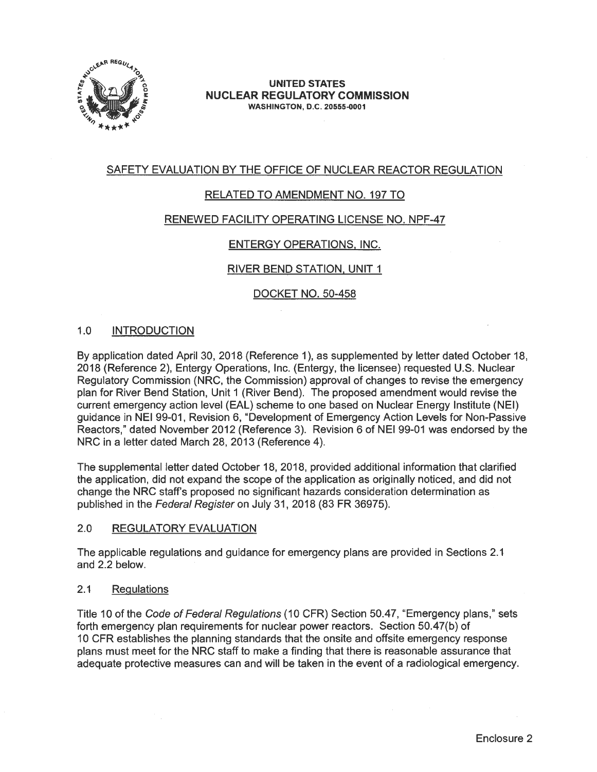UNITED STATES
NUCLEAR REGULATORY COMMISSION
WASHINGTON, D.C. 20555-0001

SAFETY EVALUATION BY THE OFFICE OF NUCLEAR REACTOR REGULATION

RELATED TO AMENDMENT NO. 197 TO

RENEWED FACILITY OPERATING LICENSE NO. NPF-47

ENTERGY OPERATIONS, INC.

RIVER BEND STATION, UNIT 1

DOCKET NO. 50-458

## 1.0 INTRODUCTION

By application dated April 30, 2018 (Reference 1), as supplemented by letter dated October 18, 2018 (Reference 2), Entergy Operations, Inc. (Entergy, the licensee) requested U.S. Nuclear Regulatory Commission (NRC, the Commission) approval of changes to revise the emergency plan for River Bend Station, Unit 1 (River Bend). The proposed amendment would revise the current emergency action level (EAL) scheme to one based on Nuclear Energy Institute (NEI) guidance in NEI 99-01, Revision 6, "Development of Emergency Action Levels for Non-Passive Reactors," dated November 2012 (Reference 3). Revision 6 of NEI 99-01 was endorsed by the NRC in a letter dated March 28, 2013 (Reference 4).

The supplemental letter dated October 18, 2018, provided additional information that clarified the application, did not expand the scope of the application as originally noticed, and did not change the NRC staff's proposed no significant hazards consideration determination as published in the *Federal Register* on July 31, 2018 (83 FR 36975).

## 2.0 REGULATORY EVALUATION

The applicable regulations and guidance for emergency plans are provided in Sections 2.1 and 2.2 below.

### 2.1 Regulations

Title 10 of the *Code of Federal Regulations* (10 CFR) Section 50.47, "Emergency plans," sets forth emergency plan requirements for nuclear power reactors. Section 50.47(b) of 10 CFR establishes the planning standards that the onsite and offsite emergency response plans must meet for the NRC staff to make a finding that there is reasonable assurance that adequate protective measures can and will be taken in the event of a radiological emergency.

Enclosure 2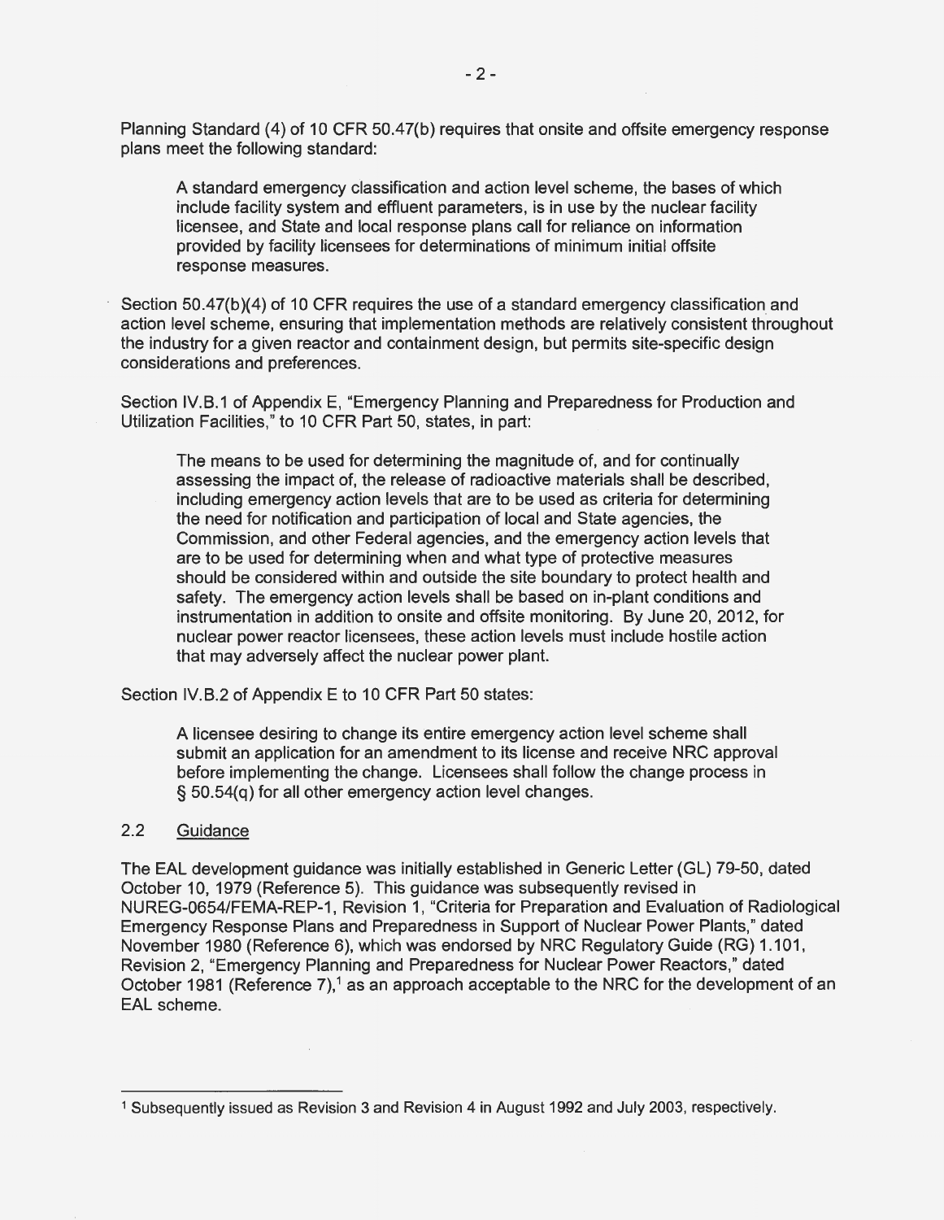Planning Standard (4) of 10 CFR 50.47(b) requires that onsite and offsite emergency response plans meet the following standard:

> A standard emergency classification and action level scheme, the bases of which include facility system and effluent parameters, is in use by the nuclear facility licensee, and State and local response plans call for reliance on information provided by facility licensees for determinations of minimum initial offsite response measures.

Section 50.47(b)(4) of 10 CFR requires the use of a standard emergency classification and action level scheme, ensuring that implementation methods are relatively consistent throughout the industry for a given reactor and containment design, but permits site-specific design considerations and preferences.

Section IV.B.1 of Appendix E, "Emergency Planning and Preparedness for Production and Utilization Facilities," to 10 CFR Part 50, states, in part:

> The means to be used for determining the magnitude of, and for continually assessing the impact of, the release of radioactive materials shall be described, including emergency action levels that are to be used as criteria for determining the need for notification and participation of local and State agencies, the Commission, and other Federal agencies, and the emergency action levels that are to be used for determining when and what type of protective measures should be considered within and outside the site boundary to protect health and safety. The emergency action levels shall be based on in-plant conditions and instrumentation in addition to onsite and offsite monitoring. By June 20, 2012, for nuclear power reactor licensees, these action levels must include hostile action that may adversely affect the nuclear power plant.

Section IV.B.2 of Appendix E to 10 CFR Part 50 states:

> A licensee desiring to change its entire emergency action level scheme shall submit an application for an amendment to its license and receive NRC approval before implementing the change. Licensees shall follow the change process in § 50.54(q) for all other emergency action level changes.

### 2.2 Guidance

The EAL development guidance was initially established in Generic Letter (GL) 79-50, dated October 10, 1979 (Reference 5). This guidance was subsequently revised in NUREG-0654/FEMA-REP-1, Revision 1, "Criteria for Preparation and Evaluation of Radiological Emergency Response Plans and Preparedness in Support of Nuclear Power Plants," dated November 1980 (Reference 6), which was endorsed by NRC Regulatory Guide (RG) 1.101, Revision 2, "Emergency Planning and Preparedness for Nuclear Power Reactors," dated October 1981 (Reference 7),[1] as an approach acceptable to the NRC for the development of an EAL scheme.

---

[1] Subsequently issued as Revision 3 and Revision 4 in August 1992 and July 2003, respectively.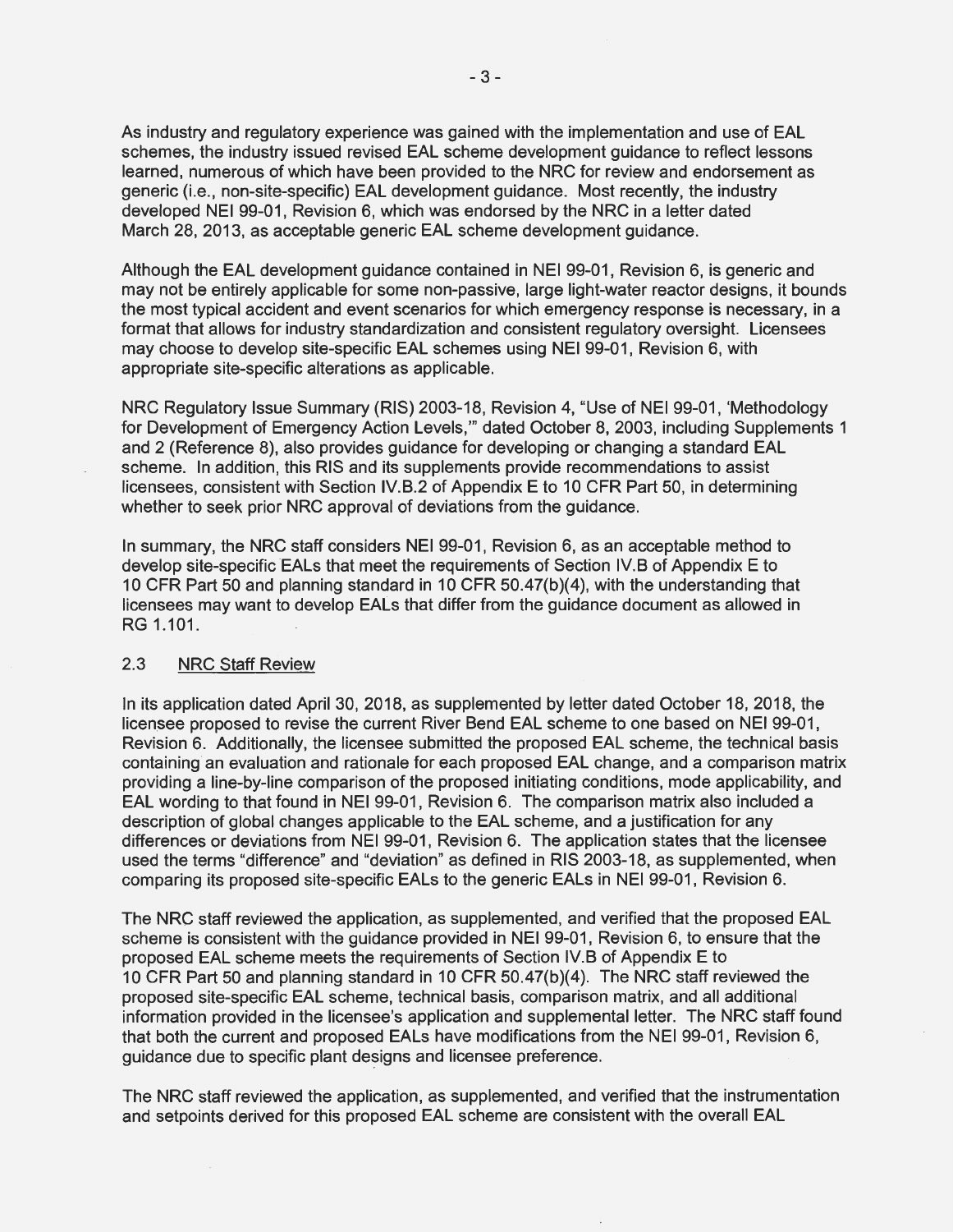As industry and regulatory experience was gained with the implementation and use of EAL schemes, the industry issued revised EAL scheme development guidance to reflect lessons learned, numerous of which have been provided to the NRC for review and endorsement as generic (i.e., non-site-specific) EAL development guidance. Most recently, the industry developed NEI 99-01, Revision 6, which was endorsed by the NRC in a letter dated March 28, 2013, as acceptable generic EAL scheme development guidance.

Although the EAL development guidance contained in NEI 99-01, Revision 6, is generic and may not be entirely applicable for some non-passive, large light-water reactor designs, it bounds the most typical accident and event scenarios for which emergency response is necessary, in a format that allows for industry standardization and consistent regulatory oversight. Licensees may choose to develop site-specific EAL schemes using NEI 99-01, Revision 6, with appropriate site-specific alterations as applicable.

NRC Regulatory Issue Summary (RIS) 2003-18, Revision 4, "Use of NEI 99-01, 'Methodology for Development of Emergency Action Levels,'" dated October 8, 2003, including Supplements 1 and 2 (Reference 8), also provides guidance for developing or changing a standard EAL scheme. In addition, this RIS and its supplements provide recommendations to assist licensees, consistent with Section IV.B.2 of Appendix E to 10 CFR Part 50, in determining whether to seek prior NRC approval of deviations from the guidance.

In summary, the NRC staff considers NEI 99-01, Revision 6, as an acceptable method to develop site-specific EALs that meet the requirements of Section IV.B of Appendix E to 10 CFR Part 50 and planning standard in 10 CFR 50.47(b)(4), with the understanding that licensees may want to develop EALs that differ from the guidance document as allowed in RG 1.101.

### 2.3 NRC Staff Review

In its application dated April 30, 2018, as supplemented by letter dated October 18, 2018, the licensee proposed to revise the current River Bend EAL scheme to one based on NEI 99-01, Revision 6. Additionally, the licensee submitted the proposed EAL scheme, the technical basis containing an evaluation and rationale for each proposed EAL change, and a comparison matrix providing a line-by-line comparison of the proposed initiating conditions, mode applicability, and EAL wording to that found in NEI 99-01, Revision 6. The comparison matrix also included a description of global changes applicable to the EAL scheme, and a justification for any differences or deviations from NEI 99-01, Revision 6. The application states that the licensee used the terms "difference" and "deviation" as defined in RIS 2003-18, as supplemented, when comparing its proposed site-specific EALs to the generic EALs in NEI 99-01, Revision 6.

The NRC staff reviewed the application, as supplemented, and verified that the proposed EAL scheme is consistent with the guidance provided in NEI 99-01, Revision 6, to ensure that the proposed EAL scheme meets the requirements of Section IV.B of Appendix E to 10 CFR Part 50 and planning standard in 10 CFR 50.47(b)(4). The NRC staff reviewed the proposed site-specific EAL scheme, technical basis, comparison matrix, and all additional information provided in the licensee's application and supplemental letter. The NRC staff found that both the current and proposed EALs have modifications from the NEI 99-01, Revision 6, guidance due to specific plant designs and licensee preference.

The NRC staff reviewed the application, as supplemented, and verified that the instrumentation and setpoints derived for this proposed EAL scheme are consistent with the overall EAL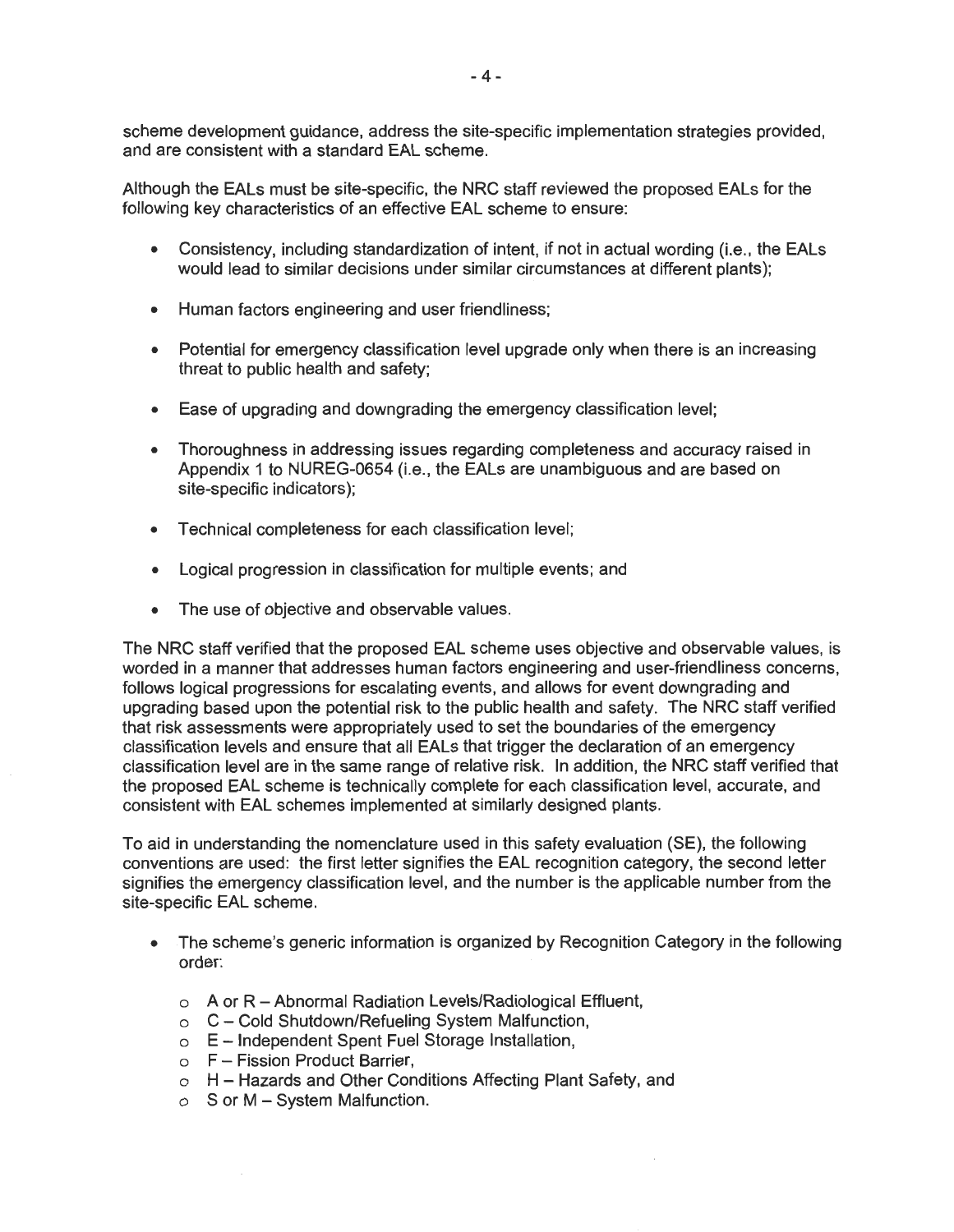scheme development guidance, address the site-specific implementation strategies provided, and are consistent with a standard EAL scheme.

Although the EALs must be site-specific, the NRC staff reviewed the proposed EALs for the following key characteristics of an effective EAL scheme to ensure:

- Consistency, including standardization of intent, if not in actual wording (i.e., the EALs would lead to similar decisions under similar circumstances at different plants);
- Human factors engineering and user friendliness;
- Potential for emergency classification level upgrade only when there is an increasing threat to public health and safety;
- Ease of upgrading and downgrading the emergency classification level;
- Thoroughness in addressing issues regarding completeness and accuracy raised in Appendix 1 to NUREG-0654 (i.e., the EALs are unambiguous and are based on site-specific indicators);
- Technical completeness for each classification level;
- Logical progression in classification for multiple events; and
- The use of objective and observable values.

The NRC staff verified that the proposed EAL scheme uses objective and observable values, is worded in a manner that addresses human factors engineering and user-friendliness concerns, follows logical progressions for escalating events, and allows for event downgrading and upgrading based upon the potential risk to the public health and safety. The NRC staff verified that risk assessments were appropriately used to set the boundaries of the emergency classification levels and ensure that all EALs that trigger the declaration of an emergency classification level are in the same range of relative risk. In addition, the NRC staff verified that the proposed EAL scheme is technically complete for each classification level, accurate, and consistent with EAL schemes implemented at similarly designed plants.

To aid in understanding the nomenclature used in this safety evaluation (SE), the following conventions are used: the first letter signifies the EAL recognition category, the second letter signifies the emergency classification level, and the number is the applicable number from the site-specific EAL scheme.

- The scheme's generic information is organized by Recognition Category in the following order:
  - A or R – Abnormal Radiation Levels/Radiological Effluent,
  - C – Cold Shutdown/Refueling System Malfunction,
  - E – Independent Spent Fuel Storage Installation,
  - F – Fission Product Barrier,
  - H – Hazards and Other Conditions Affecting Plant Safety, and
  - S or M – System Malfunction.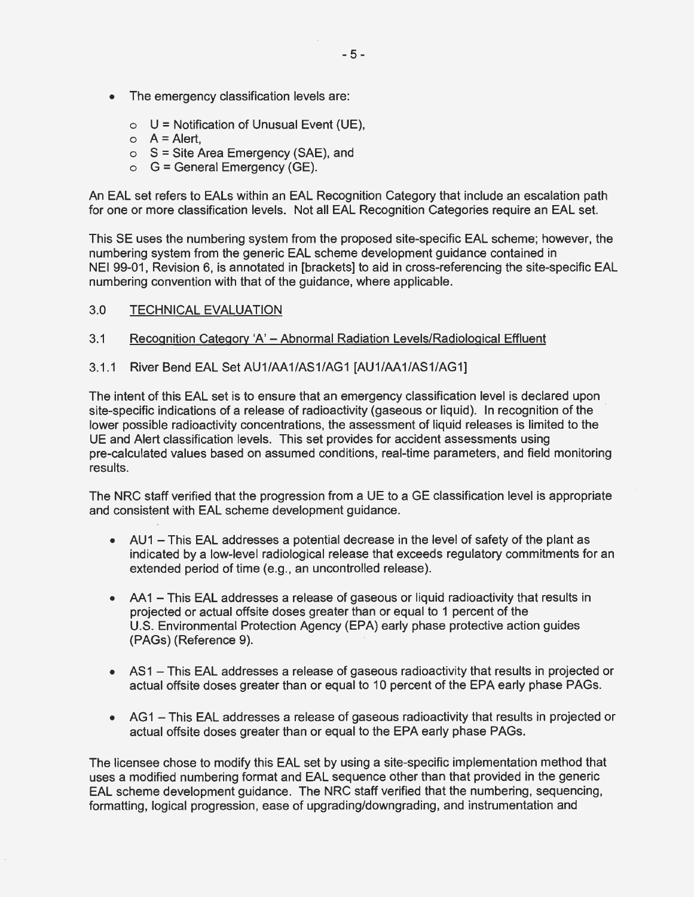- The emergency classification levels are:
  - U = Notification of Unusual Event (UE),
  - A = Alert,
  - S = Site Area Emergency (SAE), and
  - G = General Emergency (GE).

An EAL set refers to EALs within an EAL Recognition Category that include an escalation path for one or more classification levels. Not all EAL Recognition Categories require an EAL set.

This SE uses the numbering system from the proposed site-specific EAL scheme; however, the numbering system from the generic EAL scheme development guidance contained in NEI 99-01, Revision 6, is annotated in [brackets] to aid in cross-referencing the site-specific EAL numbering convention with that of the guidance, where applicable.

## 3.0 TECHNICAL EVALUATION

### 3.1 Recognition Category 'A' – Abnormal Radiation Levels/Radiological Effluent

#### 3.1.1 River Bend EAL Set AU1/AA1/AS1/AG1 [AU1/AA1/AS1/AG1]

The intent of this EAL set is to ensure that an emergency classification level is declared upon site-specific indications of a release of radioactivity (gaseous or liquid). In recognition of the lower possible radioactivity concentrations, the assessment of liquid releases is limited to the UE and Alert classification levels. This set provides for accident assessments using pre-calculated values based on assumed conditions, real-time parameters, and field monitoring results.

The NRC staff verified that the progression from a UE to a GE classification level is appropriate and consistent with EAL scheme development guidance.

- AU1 – This EAL addresses a potential decrease in the level of safety of the plant as indicated by a low-level radiological release that exceeds regulatory commitments for an extended period of time (e.g., an uncontrolled release).
- AA1 – This EAL addresses a release of gaseous or liquid radioactivity that results in projected or actual offsite doses greater than or equal to 1 percent of the U.S. Environmental Protection Agency (EPA) early phase protective action guides (PAGs) (Reference 9).
- AS1 – This EAL addresses a release of gaseous radioactivity that results in projected or actual offsite doses greater than or equal to 10 percent of the EPA early phase PAGs.
- AG1 – This EAL addresses a release of gaseous radioactivity that results in projected or actual offsite doses greater than or equal to the EPA early phase PAGs.

The licensee chose to modify this EAL set by using a site-specific implementation method that uses a modified numbering format and EAL sequence other than that provided in the generic EAL scheme development guidance. The NRC staff verified that the numbering, sequencing, formatting, logical progression, ease of upgrading/downgrading, and instrumentation and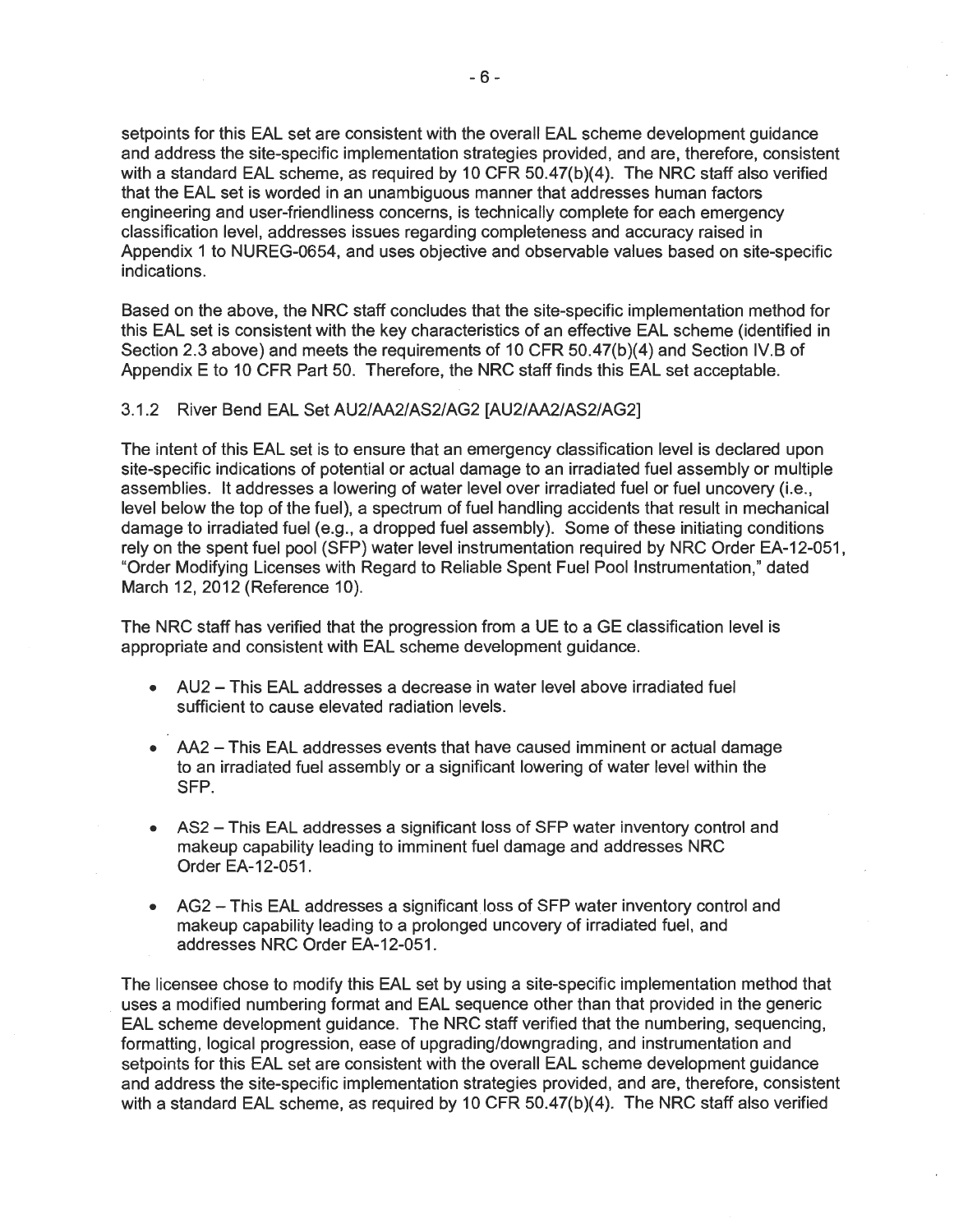setpoints for this EAL set are consistent with the overall EAL scheme development guidance and address the site-specific implementation strategies provided, and are, therefore, consistent with a standard EAL scheme, as required by 10 CFR 50.47(b)(4). The NRC staff also verified that the EAL set is worded in an unambiguous manner that addresses human factors engineering and user-friendliness concerns, is technically complete for each emergency classification level, addresses issues regarding completeness and accuracy raised in Appendix 1 to NUREG-0654, and uses objective and observable values based on site-specific indications.

Based on the above, the NRC staff concludes that the site-specific implementation method for this EAL set is consistent with the key characteristics of an effective EAL scheme (identified in Section 2.3 above) and meets the requirements of 10 CFR 50.47(b)(4) and Section IV.B of Appendix E to 10 CFR Part 50. Therefore, the NRC staff finds this EAL set acceptable.

### 3.1.2 River Bend EAL Set AU2/AA2/AS2/AG2 [AU2/AA2/AS2/AG2]

The intent of this EAL set is to ensure that an emergency classification level is declared upon site-specific indications of potential or actual damage to an irradiated fuel assembly or multiple assemblies. It addresses a lowering of water level over irradiated fuel or fuel uncovery (i.e., level below the top of the fuel), a spectrum of fuel handling accidents that result in mechanical damage to irradiated fuel (e.g., a dropped fuel assembly). Some of these initiating conditions rely on the spent fuel pool (SFP) water level instrumentation required by NRC Order EA-12-051, "Order Modifying Licenses with Regard to Reliable Spent Fuel Pool Instrumentation," dated March 12, 2012 (Reference 10).

The NRC staff has verified that the progression from a UE to a GE classification level is appropriate and consistent with EAL scheme development guidance.

- AU2 – This EAL addresses a decrease in water level above irradiated fuel sufficient to cause elevated radiation levels.
- AA2 – This EAL addresses events that have caused imminent or actual damage to an irradiated fuel assembly or a significant lowering of water level within the SFP.
- AS2 – This EAL addresses a significant loss of SFP water inventory control and makeup capability leading to imminent fuel damage and addresses NRC Order EA-12-051.
- AG2 – This EAL addresses a significant loss of SFP water inventory control and makeup capability leading to a prolonged uncovery of irradiated fuel, and addresses NRC Order EA-12-051.

The licensee chose to modify this EAL set by using a site-specific implementation method that uses a modified numbering format and EAL sequence other than that provided in the generic EAL scheme development guidance. The NRC staff verified that the numbering, sequencing, formatting, logical progression, ease of upgrading/downgrading, and instrumentation and setpoints for this EAL set are consistent with the overall EAL scheme development guidance and address the site-specific implementation strategies provided, and are, therefore, consistent with a standard EAL scheme, as required by 10 CFR 50.47(b)(4). The NRC staff also verified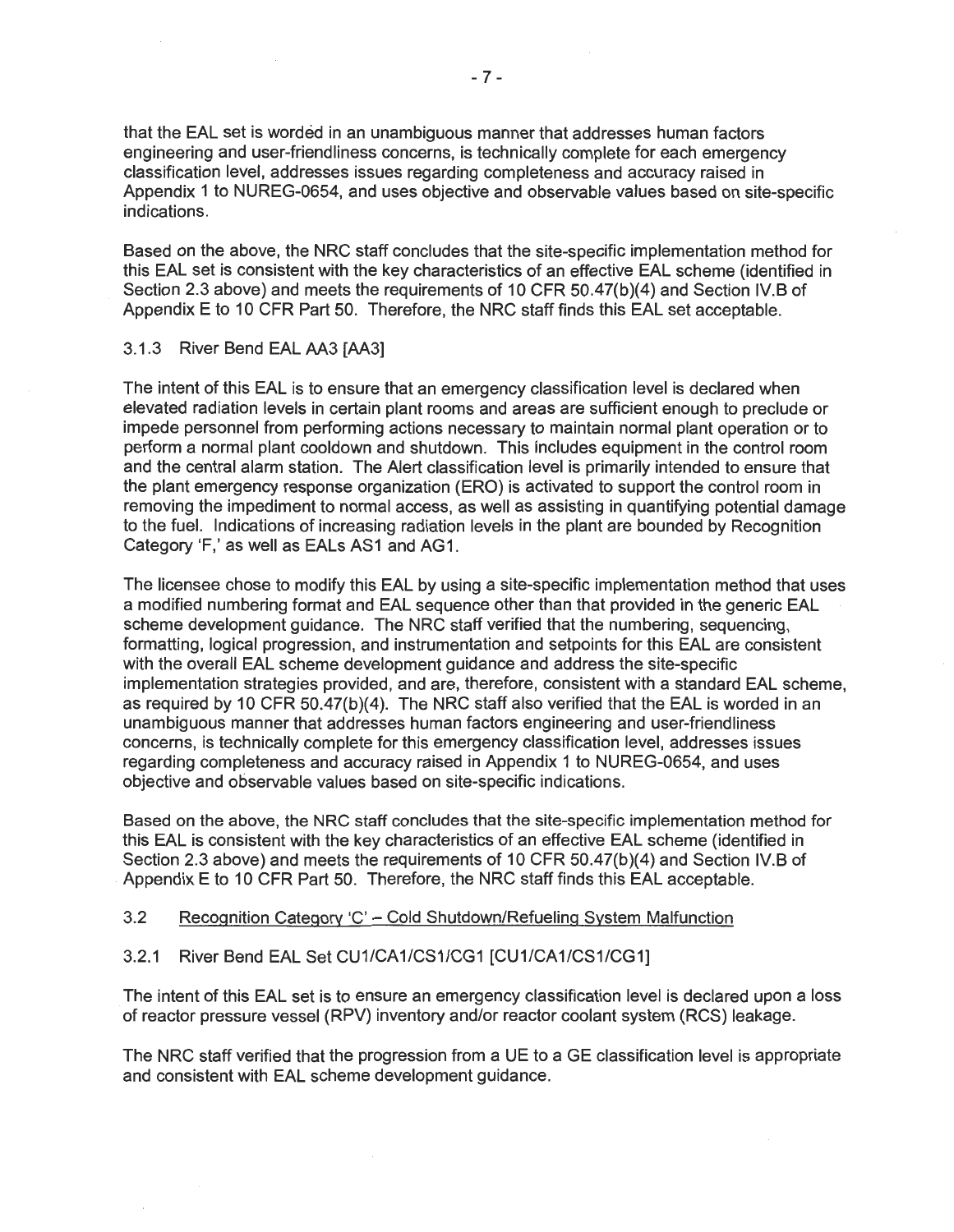that the EAL set is worded in an unambiguous manner that addresses human factors engineering and user-friendliness concerns, is technically complete for each emergency classification level, addresses issues regarding completeness and accuracy raised in Appendix 1 to NUREG-0654, and uses objective and observable values based on site-specific indications.

Based on the above, the NRC staff concludes that the site-specific implementation method for this EAL set is consistent with the key characteristics of an effective EAL scheme (identified in Section 2.3 above) and meets the requirements of 10 CFR 50.47(b)(4) and Section IV.B of Appendix E to 10 CFR Part 50. Therefore, the NRC staff finds this EAL set acceptable.

### 3.1.3 River Bend EAL AA3 [AA3]

The intent of this EAL is to ensure that an emergency classification level is declared when elevated radiation levels in certain plant rooms and areas are sufficient enough to preclude or impede personnel from performing actions necessary to maintain normal plant operation or to perform a normal plant cooldown and shutdown. This includes equipment in the control room and the central alarm station. The Alert classification level is primarily intended to ensure that the plant emergency response organization (ERO) is activated to support the control room in removing the impediment to normal access, as well as assisting in quantifying potential damage to the fuel. Indications of increasing radiation levels in the plant are bounded by Recognition Category 'F,' as well as EALs AS1 and AG1.

The licensee chose to modify this EAL by using a site-specific implementation method that uses a modified numbering format and EAL sequence other than that provided in the generic EAL scheme development guidance. The NRC staff verified that the numbering, sequencing, formatting, logical progression, and instrumentation and setpoints for this EAL are consistent with the overall EAL scheme development guidance and address the site-specific implementation strategies provided, and are, therefore, consistent with a standard EAL scheme, as required by 10 CFR 50.47(b)(4). The NRC staff also verified that the EAL is worded in an unambiguous manner that addresses human factors engineering and user-friendliness concerns, is technically complete for this emergency classification level, addresses issues regarding completeness and accuracy raised in Appendix 1 to NUREG-0654, and uses objective and observable values based on site-specific indications.

Based on the above, the NRC staff concludes that the site-specific implementation method for this EAL is consistent with the key characteristics of an effective EAL scheme (identified in Section 2.3 above) and meets the requirements of 10 CFR 50.47(b)(4) and Section IV.B of Appendix E to 10 CFR Part 50. Therefore, the NRC staff finds this EAL acceptable.

## 3.2 Recognition Category 'C' – Cold Shutdown/Refueling System Malfunction

### 3.2.1 River Bend EAL Set CU1/CA1/CS1/CG1 [CU1/CA1/CS1/CG1]

The intent of this EAL set is to ensure an emergency classification level is declared upon a loss of reactor pressure vessel (RPV) inventory and/or reactor coolant system (RCS) leakage.

The NRC staff verified that the progression from a UE to a GE classification level is appropriate and consistent with EAL scheme development guidance.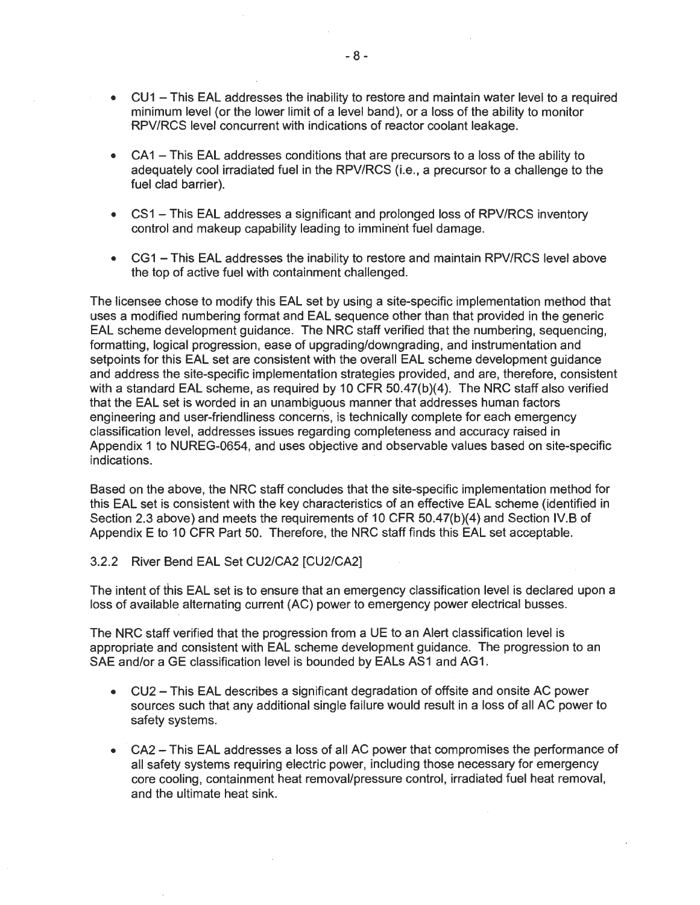- CU1 – This EAL addresses the inability to restore and maintain water level to a required minimum level (or the lower limit of a level band), or a loss of the ability to monitor RPV/RCS level concurrent with indications of reactor coolant leakage.

- CA1 – This EAL addresses conditions that are precursors to a loss of the ability to adequately cool irradiated fuel in the RPV/RCS (i.e., a precursor to a challenge to the fuel clad barrier).

- CS1 – This EAL addresses a significant and prolonged loss of RPV/RCS inventory control and makeup capability leading to imminent fuel damage.

- CG1 – This EAL addresses the inability to restore and maintain RPV/RCS level above the top of active fuel with containment challenged.

The licensee chose to modify this EAL set by using a site-specific implementation method that uses a modified numbering format and EAL sequence other than that provided in the generic EAL scheme development guidance. The NRC staff verified that the numbering, sequencing, formatting, logical progression, ease of upgrading/downgrading, and instrumentation and setpoints for this EAL set are consistent with the overall EAL scheme development guidance and address the site-specific implementation strategies provided, and are, therefore, consistent with a standard EAL scheme, as required by 10 CFR 50.47(b)(4). The NRC staff also verified that the EAL set is worded in an unambiguous manner that addresses human factors engineering and user-friendliness concerns, is technically complete for each emergency classification level, addresses issues regarding completeness and accuracy raised in Appendix 1 to NUREG-0654, and uses objective and observable values based on site-specific indications.

Based on the above, the NRC staff concludes that the site-specific implementation method for this EAL set is consistent with the key characteristics of an effective EAL scheme (identified in Section 2.3 above) and meets the requirements of 10 CFR 50.47(b)(4) and Section IV.B of Appendix E to 10 CFR Part 50. Therefore, the NRC staff finds this EAL set acceptable.

### 3.2.2 River Bend EAL Set CU2/CA2 [CU2/CA2]

The intent of this EAL set is to ensure that an emergency classification level is declared upon a loss of available alternating current (AC) power to emergency power electrical busses.

The NRC staff verified that the progression from a UE to an Alert classification level is appropriate and consistent with EAL scheme development guidance. The progression to an SAE and/or a GE classification level is bounded by EALs AS1 and AG1.

- CU2 – This EAL describes a significant degradation of offsite and onsite AC power sources such that any additional single failure would result in a loss of all AC power to safety systems.

- CA2 – This EAL addresses a loss of all AC power that compromises the performance of all safety systems requiring electric power, including those necessary for emergency core cooling, containment heat removal/pressure control, irradiated fuel heat removal, and the ultimate heat sink.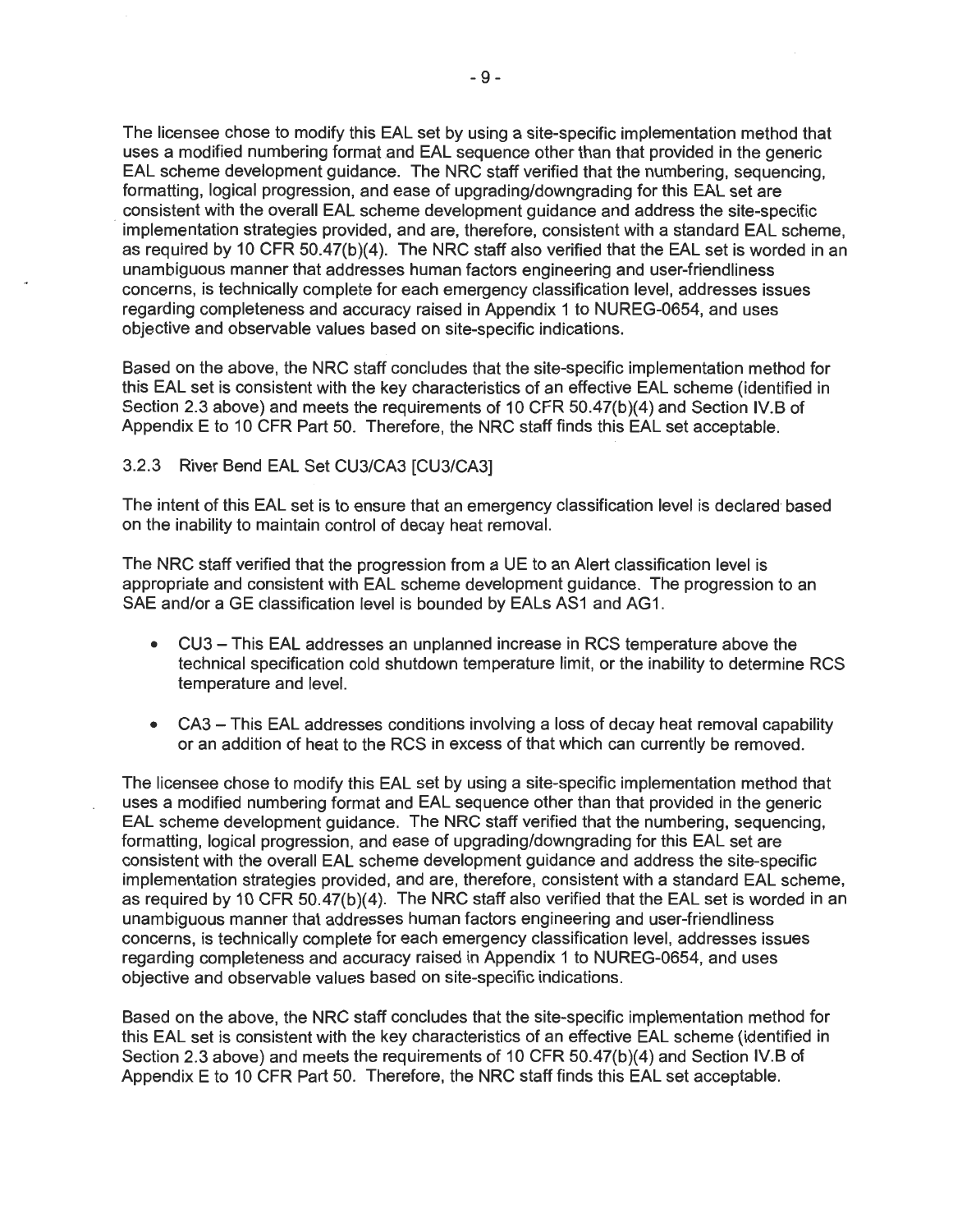The licensee chose to modify this EAL set by using a site-specific implementation method that uses a modified numbering format and EAL sequence other than that provided in the generic EAL scheme development guidance. The NRC staff verified that the numbering, sequencing, formatting, logical progression, and ease of upgrading/downgrading for this EAL set are consistent with the overall EAL scheme development guidance and address the site-specific implementation strategies provided, and are, therefore, consistent with a standard EAL scheme, as required by 10 CFR 50.47(b)(4). The NRC staff also verified that the EAL set is worded in an unambiguous manner that addresses human factors engineering and user-friendliness concerns, is technically complete for each emergency classification level, addresses issues regarding completeness and accuracy raised in Appendix 1 to NUREG-0654, and uses objective and observable values based on site-specific indications.

Based on the above, the NRC staff concludes that the site-specific implementation method for this EAL set is consistent with the key characteristics of an effective EAL scheme (identified in Section 2.3 above) and meets the requirements of 10 CFR 50.47(b)(4) and Section IV.B of Appendix E to 10 CFR Part 50. Therefore, the NRC staff finds this EAL set acceptable.

### 3.2.3 River Bend EAL Set CU3/CA3 [CU3/CA3]

The intent of this EAL set is to ensure that an emergency classification level is declared based on the inability to maintain control of decay heat removal.

The NRC staff verified that the progression from a UE to an Alert classification level is appropriate and consistent with EAL scheme development guidance. The progression to an SAE and/or a GE classification level is bounded by EALs AS1 and AG1.

- CU3 – This EAL addresses an unplanned increase in RCS temperature above the technical specification cold shutdown temperature limit, or the inability to determine RCS temperature and level.
- CA3 – This EAL addresses conditions involving a loss of decay heat removal capability or an addition of heat to the RCS in excess of that which can currently be removed.

The licensee chose to modify this EAL set by using a site-specific implementation method that uses a modified numbering format and EAL sequence other than that provided in the generic EAL scheme development guidance. The NRC staff verified that the numbering, sequencing, formatting, logical progression, and ease of upgrading/downgrading for this EAL set are consistent with the overall EAL scheme development guidance and address the site-specific implementation strategies provided, and are, therefore, consistent with a standard EAL scheme, as required by 10 CFR 50.47(b)(4). The NRC staff also verified that the EAL set is worded in an unambiguous manner that addresses human factors engineering and user-friendliness concerns, is technically complete for each emergency classification level, addresses issues regarding completeness and accuracy raised in Appendix 1 to NUREG-0654, and uses objective and observable values based on site-specific indications.

Based on the above, the NRC staff concludes that the site-specific implementation method for this EAL set is consistent with the key characteristics of an effective EAL scheme (identified in Section 2.3 above) and meets the requirements of 10 CFR 50.47(b)(4) and Section IV.B of Appendix E to 10 CFR Part 50. Therefore, the NRC staff finds this EAL set acceptable.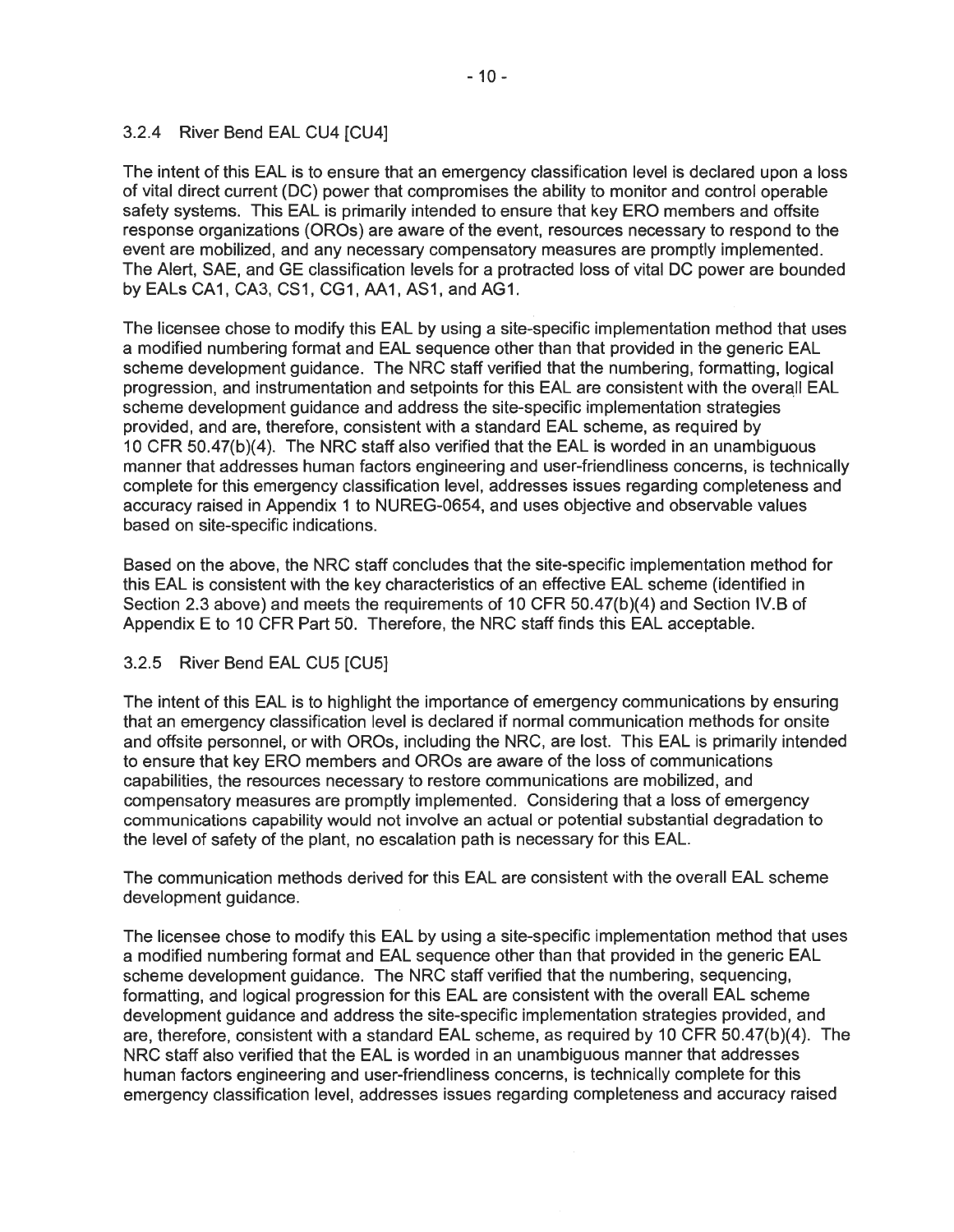### 3.2.4 River Bend EAL CU4 [CU4]

The intent of this EAL is to ensure that an emergency classification level is declared upon a loss of vital direct current (DC) power that compromises the ability to monitor and control operable safety systems. This EAL is primarily intended to ensure that key ERO members and offsite response organizations (OROs) are aware of the event, resources necessary to respond to the event are mobilized, and any necessary compensatory measures are promptly implemented. The Alert, SAE, and GE classification levels for a protracted loss of vital DC power are bounded by EALs CA1, CA3, CS1, CG1, AA1, AS1, and AG1.

The licensee chose to modify this EAL by using a site-specific implementation method that uses a modified numbering format and EAL sequence other than that provided in the generic EAL scheme development guidance. The NRC staff verified that the numbering, formatting, logical progression, and instrumentation and setpoints for this EAL are consistent with the overall EAL scheme development guidance and address the site-specific implementation strategies provided, and are, therefore, consistent with a standard EAL scheme, as required by 10 CFR 50.47(b)(4). The NRC staff also verified that the EAL is worded in an unambiguous manner that addresses human factors engineering and user-friendliness concerns, is technically complete for this emergency classification level, addresses issues regarding completeness and accuracy raised in Appendix 1 to NUREG-0654, and uses objective and observable values based on site-specific indications.

Based on the above, the NRC staff concludes that the site-specific implementation method for this EAL is consistent with the key characteristics of an effective EAL scheme (identified in Section 2.3 above) and meets the requirements of 10 CFR 50.47(b)(4) and Section IV.B of Appendix E to 10 CFR Part 50. Therefore, the NRC staff finds this EAL acceptable.

### 3.2.5 River Bend EAL CU5 [CU5]

The intent of this EAL is to highlight the importance of emergency communications by ensuring that an emergency classification level is declared if normal communication methods for onsite and offsite personnel, or with OROs, including the NRC, are lost. This EAL is primarily intended to ensure that key ERO members and OROs are aware of the loss of communications capabilities, the resources necessary to restore communications are mobilized, and compensatory measures are promptly implemented. Considering that a loss of emergency communications capability would not involve an actual or potential substantial degradation to the level of safety of the plant, no escalation path is necessary for this EAL.

The communication methods derived for this EAL are consistent with the overall EAL scheme development guidance.

The licensee chose to modify this EAL by using a site-specific implementation method that uses a modified numbering format and EAL sequence other than that provided in the generic EAL scheme development guidance. The NRC staff verified that the numbering, sequencing, formatting, and logical progression for this EAL are consistent with the overall EAL scheme development guidance and address the site-specific implementation strategies provided, and are, therefore, consistent with a standard EAL scheme, as required by 10 CFR 50.47(b)(4). The NRC staff also verified that the EAL is worded in an unambiguous manner that addresses human factors engineering and user-friendliness concerns, is technically complete for this emergency classification level, addresses issues regarding completeness and accuracy raised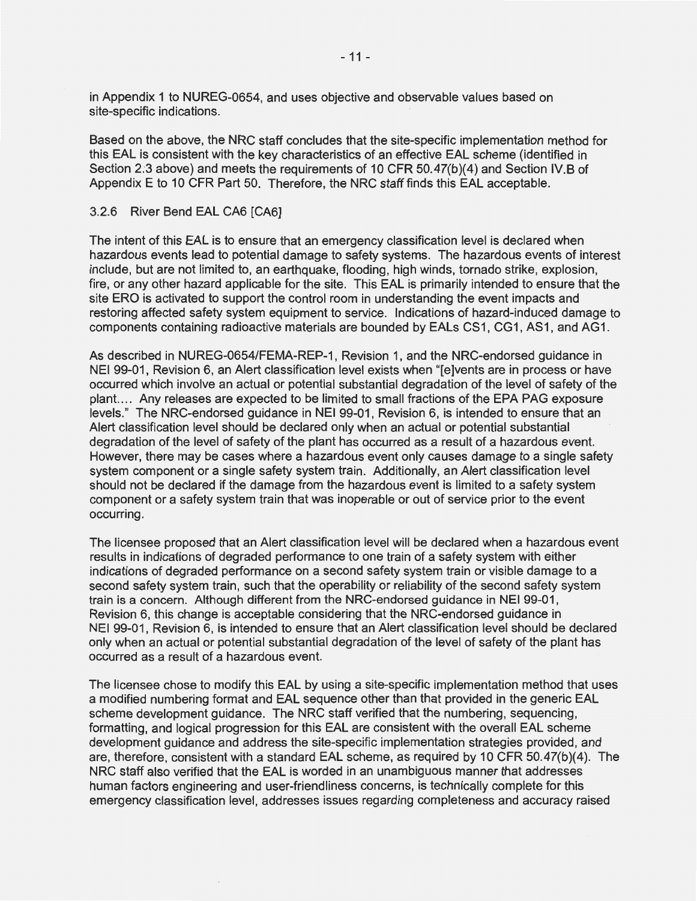in Appendix 1 to NUREG-0654, and uses objective and observable values based on site-specific indications.

Based on the above, the NRC staff concludes that the site-specific implementation method for this EAL is consistent with the key characteristics of an effective EAL scheme (identified in Section 2.3 above) and meets the requirements of 10 CFR 50.47(b)(4) and Section IV.B of Appendix E to 10 CFR Part 50. Therefore, the NRC staff finds this EAL acceptable.

### 3.2.6 River Bend EAL CA6 [CA6]

The intent of this EAL is to ensure that an emergency classification level is declared when hazardous events lead to potential damage to safety systems. The hazardous events of interest include, but are not limited to, an earthquake, flooding, high winds, tornado strike, explosion, fire, or any other hazard applicable for the site. This EAL is primarily intended to ensure that the site ERO is activated to support the control room in understanding the event impacts and restoring affected safety system equipment to service. Indications of hazard-induced damage to components containing radioactive materials are bounded by EALs CS1, CG1, AS1, and AG1.

As described in NUREG-0654/FEMA-REP-1, Revision 1, and the NRC-endorsed guidance in NEI 99-01, Revision 6, an Alert classification level exists when "[e]vents are in process or have occurred which involve an actual or potential substantial degradation of the level of safety of the plant.... Any releases are expected to be limited to small fractions of the EPA PAG exposure levels." The NRC-endorsed guidance in NEI 99-01, Revision 6, is intended to ensure that an Alert classification level should be declared only when an actual or potential substantial degradation of the level of safety of the plant has occurred as a result of a hazardous event. However, there may be cases where a hazardous event only causes damage to a single safety system component or a single safety system train. Additionally, an Alert classification level should not be declared if the damage from the hazardous event is limited to a safety system component or a safety system train that was inoperable or out of service prior to the event occurring.

The licensee proposed that an Alert classification level will be declared when a hazardous event results in indications of degraded performance to one train of a safety system with either indications of degraded performance on a second safety system train or visible damage to a second safety system train, such that the operability or reliability of the second safety system train is a concern. Although different from the NRC-endorsed guidance in NEI 99-01, Revision 6, this change is acceptable considering that the NRC-endorsed guidance in NEI 99-01, Revision 6, is intended to ensure that an Alert classification level should be declared only when an actual or potential substantial degradation of the level of safety of the plant has occurred as a result of a hazardous event.

The licensee chose to modify this EAL by using a site-specific implementation method that uses a modified numbering format and EAL sequence other than that provided in the generic EAL scheme development guidance. The NRC staff verified that the numbering, sequencing, formatting, and logical progression for this EAL are consistent with the overall EAL scheme development guidance and address the site-specific implementation strategies provided, and are, therefore, consistent with a standard EAL scheme, as required by 10 CFR 50.47(b)(4). The NRC staff also verified that the EAL is worded in an unambiguous manner that addresses human factors engineering and user-friendliness concerns, is technically complete for this emergency classification level, addresses issues regarding completeness and accuracy raised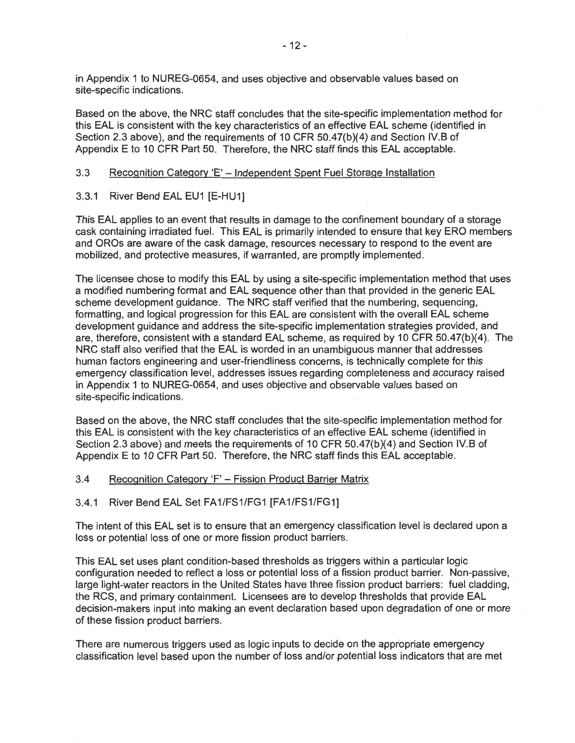in Appendix 1 to NUREG-0654, and uses objective and observable values based on site-specific indications.

Based on the above, the NRC staff concludes that the site-specific implementation method for this EAL is consistent with the key characteristics of an effective EAL scheme (identified in Section 2.3 above), and the requirements of 10 CFR 50.47(b)(4) and Section IV.B of Appendix E to 10 CFR Part 50. Therefore, the NRC staff finds this EAL acceptable.

### 3.3 Recognition Category 'E' – Independent Spent Fuel Storage Installation

#### 3.3.1 River Bend EAL EU1 [E-HU1]

This EAL applies to an event that results in damage to the confinement boundary of a storage cask containing irradiated fuel. This EAL is primarily intended to ensure that key ERO members and OROs are aware of the cask damage, resources necessary to respond to the event are mobilized, and protective measures, if warranted, are promptly implemented.

The licensee chose to modify this EAL by using a site-specific implementation method that uses a modified numbering format and EAL sequence other than that provided in the generic EAL scheme development guidance. The NRC staff verified that the numbering, sequencing, formatting, and logical progression for this EAL are consistent with the overall EAL scheme development guidance and address the site-specific implementation strategies provided, and are, therefore, consistent with a standard EAL scheme, as required by 10 CFR 50.47(b)(4). The NRC staff also verified that the EAL is worded in an unambiguous manner that addresses human factors engineering and user-friendliness concerns, is technically complete for this emergency classification level, addresses issues regarding completeness and accuracy raised in Appendix 1 to NUREG-0654, and uses objective and observable values based on site-specific indications.

Based on the above, the NRC staff concludes that the site-specific implementation method for this EAL is consistent with the key characteristics of an effective EAL scheme (identified in Section 2.3 above) and meets the requirements of 10 CFR 50.47(b)(4) and Section IV.B of Appendix E to 10 CFR Part 50. Therefore, the NRC staff finds this EAL acceptable.

### 3.4 Recognition Category 'F' – Fission Product Barrier Matrix

#### 3.4.1 River Bend EAL Set FA1/FS1/FG1 [FA1/FS1/FG1]

The intent of this EAL set is to ensure that an emergency classification level is declared upon a loss or potential loss of one or more fission product barriers.

This EAL set uses plant condition-based thresholds as triggers within a particular logic configuration needed to reflect a loss or potential loss of a fission product barrier. Non-passive, large light-water reactors in the United States have three fission product barriers: fuel cladding, the RCS, and primary containment. Licensees are to develop thresholds that provide EAL decision-makers input into making an event declaration based upon degradation of one or more of these fission product barriers.

There are numerous triggers used as logic inputs to decide on the appropriate emergency classification level based upon the number of loss and/or potential loss indicators that are met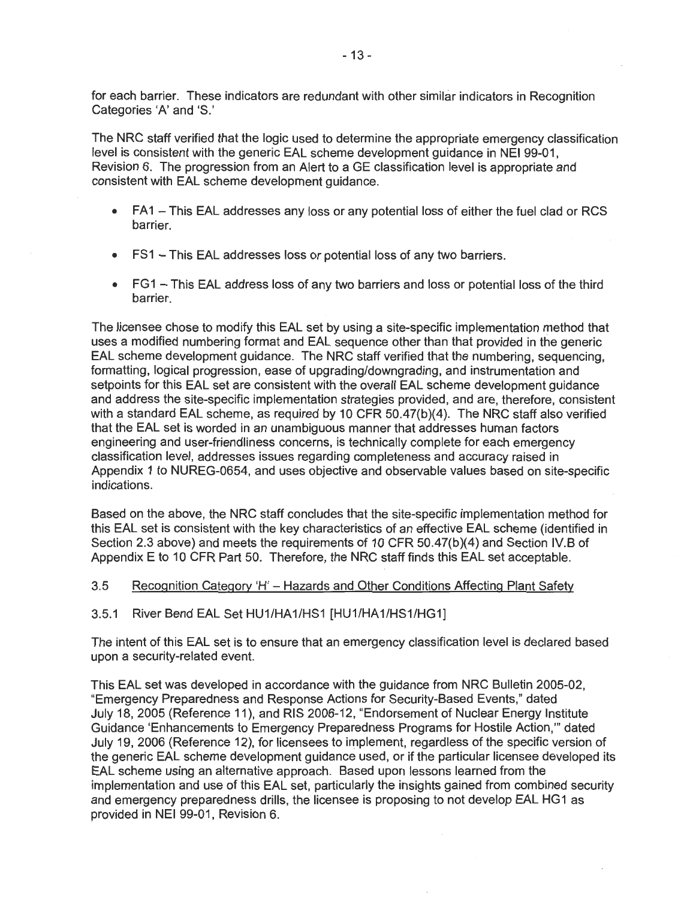for each barrier. These indicators are redundant with other similar indicators in Recognition Categories 'A' and 'S.'

The NRC staff verified that the logic used to determine the appropriate emergency classification level is consistent with the generic EAL scheme development guidance in NEI 99-01, Revision 6. The progression from an Alert to a GE classification level is appropriate and consistent with EAL scheme development guidance.

- FA1 – This EAL addresses any loss or any potential loss of either the fuel clad or RCS barrier.
- FS1 – This EAL addresses loss or potential loss of any two barriers.
- FG1 – This EAL address loss of any two barriers and loss or potential loss of the third barrier.

The licensee chose to modify this EAL set by using a site-specific implementation method that uses a modified numbering format and EAL sequence other than that provided in the generic EAL scheme development guidance. The NRC staff verified that the numbering, sequencing, formatting, logical progression, ease of upgrading/downgrading, and instrumentation and setpoints for this EAL set are consistent with the overall EAL scheme development guidance and address the site-specific implementation strategies provided, and are, therefore, consistent with a standard EAL scheme, as required by 10 CFR 50.47(b)(4). The NRC staff also verified that the EAL set is worded in an unambiguous manner that addresses human factors engineering and user-friendliness concerns, is technically complete for each emergency classification level, addresses issues regarding completeness and accuracy raised in Appendix 1 to NUREG-0654, and uses objective and observable values based on site-specific indications.

Based on the above, the NRC staff concludes that the site-specific implementation method for this EAL set is consistent with the key characteristics of an effective EAL scheme (identified in Section 2.3 above) and meets the requirements of 10 CFR 50.47(b)(4) and Section IV.B of Appendix E to 10 CFR Part 50. Therefore, the NRC staff finds this EAL set acceptable.

### 3.5 Recognition Category 'H' – Hazards and Other Conditions Affecting Plant Safety

#### 3.5.1 River Bend EAL Set HU1/HA1/HS1 [HU1/HA1/HS1/HG1]

The intent of this EAL set is to ensure that an emergency classification level is declared based upon a security-related event.

This EAL set was developed in accordance with the guidance from NRC Bulletin 2005-02, "Emergency Preparedness and Response Actions for Security-Based Events," dated July 18, 2005 (Reference 11), and RIS 2006-12, "Endorsement of Nuclear Energy Institute Guidance 'Enhancements to Emergency Preparedness Programs for Hostile Action,'" dated July 19, 2006 (Reference 12), for licensees to implement, regardless of the specific version of the generic EAL scheme development guidance used, or if the particular licensee developed its EAL scheme using an alternative approach. Based upon lessons learned from the implementation and use of this EAL set, particularly the insights gained from combined security and emergency preparedness drills, the licensee is proposing to not develop EAL HG1 as provided in NEI 99-01, Revision 6.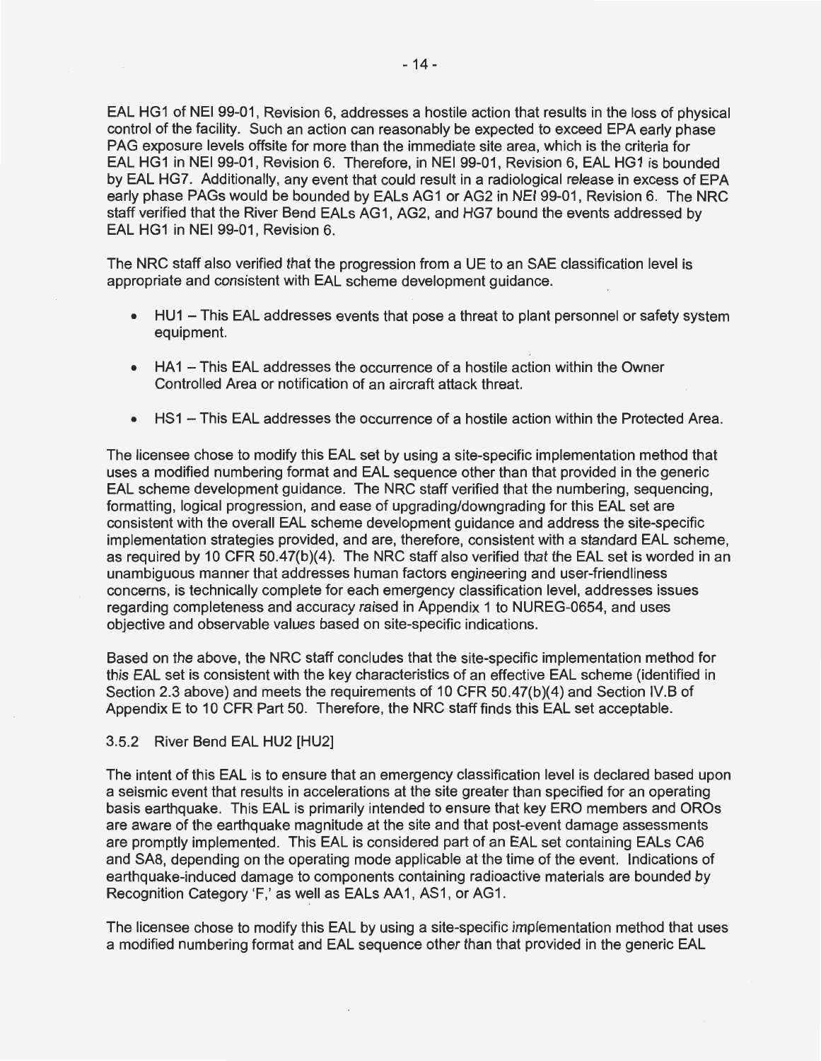EAL HG1 of NEI 99-01, Revision 6, addresses a hostile action that results in the loss of physical control of the facility. Such an action can reasonably be expected to exceed EPA early phase PAG exposure levels offsite for more than the immediate site area, which is the criteria for EAL HG1 in NEI 99-01, Revision 6. Therefore, in NEI 99-01, Revision 6, EAL HG1 is bounded by EAL HG7. Additionally, any event that could result in a radiological release in excess of EPA early phase PAGs would be bounded by EALs AG1 or AG2 in NEI 99-01, Revision 6. The NRC staff verified that the River Bend EALs AG1, AG2, and HG7 bound the events addressed by EAL HG1 in NEI 99-01, Revision 6.

The NRC staff also verified that the progression from a UE to an SAE classification level is appropriate and consistent with EAL scheme development guidance.

- HU1 – This EAL addresses events that pose a threat to plant personnel or safety system equipment.
- HA1 – This EAL addresses the occurrence of a hostile action within the Owner Controlled Area or notification of an aircraft attack threat.
- HS1 – This EAL addresses the occurrence of a hostile action within the Protected Area.

The licensee chose to modify this EAL set by using a site-specific implementation method that uses a modified numbering format and EAL sequence other than that provided in the generic EAL scheme development guidance. The NRC staff verified that the numbering, sequencing, formatting, logical progression, and ease of upgrading/downgrading for this EAL set are consistent with the overall EAL scheme development guidance and address the site-specific implementation strategies provided, and are, therefore, consistent with a standard EAL scheme, as required by 10 CFR 50.47(b)(4). The NRC staff also verified that the EAL set is worded in an unambiguous manner that addresses human factors engineering and user-friendliness concerns, is technically complete for each emergency classification level, addresses issues regarding completeness and accuracy raised in Appendix 1 to NUREG-0654, and uses objective and observable values based on site-specific indications.

Based on the above, the NRC staff concludes that the site-specific implementation method for this EAL set is consistent with the key characteristics of an effective EAL scheme (identified in Section 2.3 above) and meets the requirements of 10 CFR 50.47(b)(4) and Section IV.B of Appendix E to 10 CFR Part 50. Therefore, the NRC staff finds this EAL set acceptable.

### 3.5.2 River Bend EAL HU2 [HU2]

The intent of this EAL is to ensure that an emergency classification level is declared based upon a seismic event that results in accelerations at the site greater than specified for an operating basis earthquake. This EAL is primarily intended to ensure that key ERO members and OROs are aware of the earthquake magnitude at the site and that post-event damage assessments are promptly implemented. This EAL is considered part of an EAL set containing EALs CA6 and SA8, depending on the operating mode applicable at the time of the event. Indications of earthquake-induced damage to components containing radioactive materials are bounded by Recognition Category 'F,' as well as EALs AA1, AS1, or AG1.

The licensee chose to modify this EAL by using a site-specific implementation method that uses a modified numbering format and EAL sequence other than that provided in the generic EAL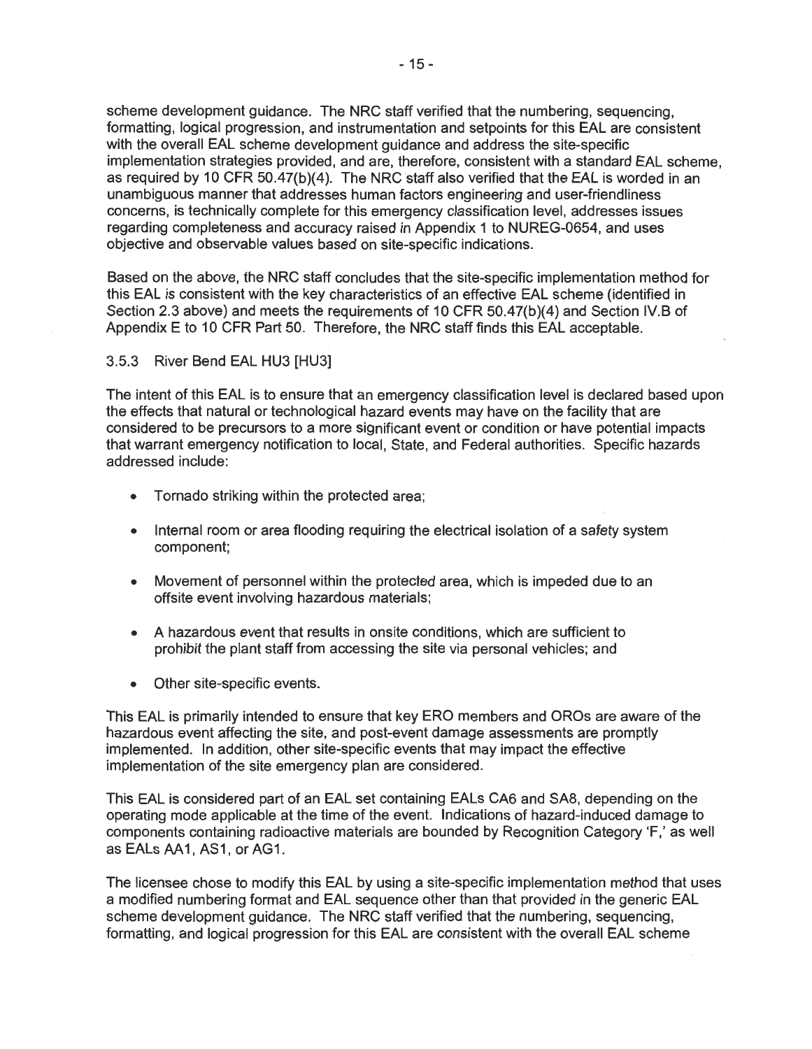scheme development guidance. The NRC staff verified that the numbering, sequencing, formatting, logical progression, and instrumentation and setpoints for this EAL are consistent with the overall EAL scheme development guidance and address the site-specific implementation strategies provided, and are, therefore, consistent with a standard EAL scheme, as required by 10 CFR 50.47(b)(4). The NRC staff also verified that the EAL is worded in an unambiguous manner that addresses human factors engineering and user-friendliness concerns, is technically complete for this emergency classification level, addresses issues regarding completeness and accuracy raised in Appendix 1 to NUREG-0654, and uses objective and observable values based on site-specific indications.

Based on the above, the NRC staff concludes that the site-specific implementation method for this EAL is consistent with the key characteristics of an effective EAL scheme (identified in Section 2.3 above) and meets the requirements of 10 CFR 50.47(b)(4) and Section IV.B of Appendix E to 10 CFR Part 50. Therefore, the NRC staff finds this EAL acceptable.

### 3.5.3 River Bend EAL HU3 [HU3]

The intent of this EAL is to ensure that an emergency classification level is declared based upon the effects that natural or technological hazard events may have on the facility that are considered to be precursors to a more significant event or condition or have potential impacts that warrant emergency notification to local, State, and Federal authorities. Specific hazards addressed include:

- Tornado striking within the protected area;
- Internal room or area flooding requiring the electrical isolation of a safety system component;
- Movement of personnel within the protected area, which is impeded due to an offsite event involving hazardous materials;
- A hazardous event that results in onsite conditions, which are sufficient to prohibit the plant staff from accessing the site via personal vehicles; and
- Other site-specific events.

This EAL is primarily intended to ensure that key ERO members and OROs are aware of the hazardous event affecting the site, and post-event damage assessments are promptly implemented. In addition, other site-specific events that may impact the effective implementation of the site emergency plan are considered.

This EAL is considered part of an EAL set containing EALs CA6 and SA8, depending on the operating mode applicable at the time of the event. Indications of hazard-induced damage to components containing radioactive materials are bounded by Recognition Category 'F,' as well as EALs AA1, AS1, or AG1.

The licensee chose to modify this EAL by using a site-specific implementation method that uses a modified numbering format and EAL sequence other than that provided in the generic EAL scheme development guidance. The NRC staff verified that the numbering, sequencing, formatting, and logical progression for this EAL are consistent with the overall EAL scheme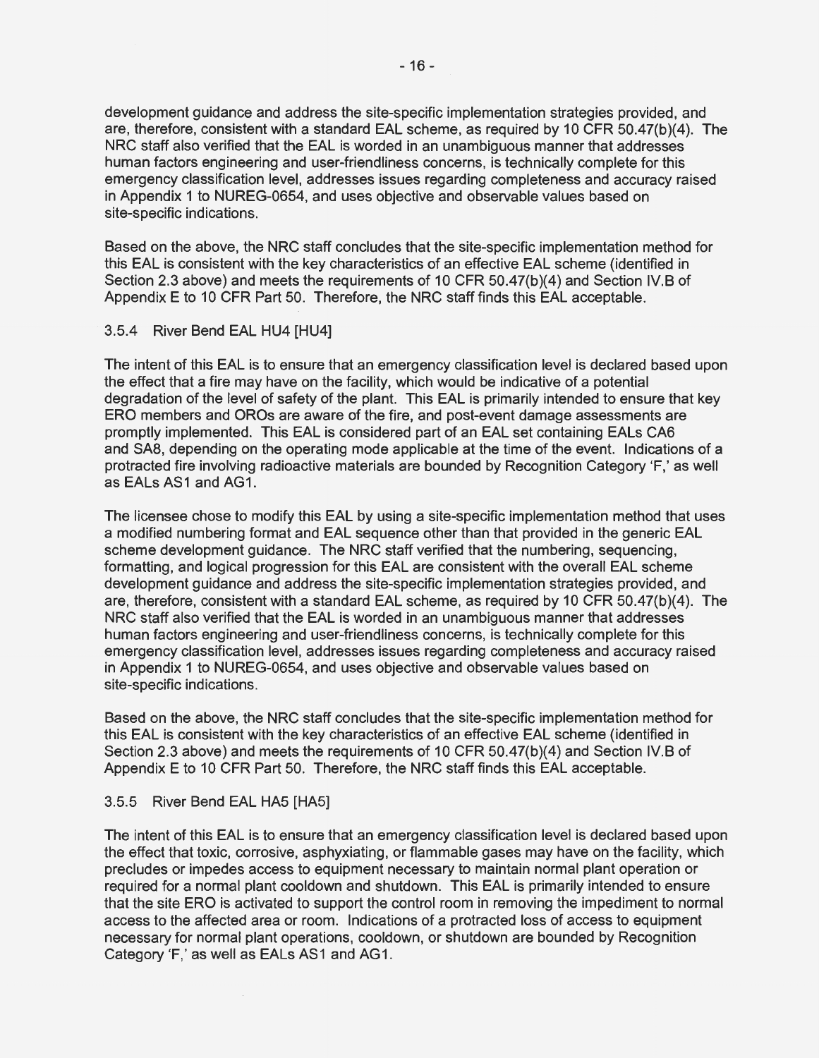development guidance and address the site-specific implementation strategies provided, and are, therefore, consistent with a standard EAL scheme, as required by 10 CFR 50.47(b)(4). The NRC staff also verified that the EAL is worded in an unambiguous manner that addresses human factors engineering and user-friendliness concerns, is technically complete for this emergency classification level, addresses issues regarding completeness and accuracy raised in Appendix 1 to NUREG-0654, and uses objective and observable values based on site-specific indications.

Based on the above, the NRC staff concludes that the site-specific implementation method for this EAL is consistent with the key characteristics of an effective EAL scheme (identified in Section 2.3 above) and meets the requirements of 10 CFR 50.47(b)(4) and Section IV.B of Appendix E to 10 CFR Part 50. Therefore, the NRC staff finds this EAL acceptable.

### 3.5.4 River Bend EAL HU4 [HU4]

The intent of this EAL is to ensure that an emergency classification level is declared based upon the effect that a fire may have on the facility, which would be indicative of a potential degradation of the level of safety of the plant. This EAL is primarily intended to ensure that key ERO members and OROs are aware of the fire, and post-event damage assessments are promptly implemented. This EAL is considered part of an EAL set containing EALs CA6 and SA8, depending on the operating mode applicable at the time of the event. Indications of a protracted fire involving radioactive materials are bounded by Recognition Category 'F,' as well as EALs AS1 and AG1.

The licensee chose to modify this EAL by using a site-specific implementation method that uses a modified numbering format and EAL sequence other than that provided in the generic EAL scheme development guidance. The NRC staff verified that the numbering, sequencing, formatting, and logical progression for this EAL are consistent with the overall EAL scheme development guidance and address the site-specific implementation strategies provided, and are, therefore, consistent with a standard EAL scheme, as required by 10 CFR 50.47(b)(4). The NRC staff also verified that the EAL is worded in an unambiguous manner that addresses human factors engineering and user-friendliness concerns, is technically complete for this emergency classification level, addresses issues regarding completeness and accuracy raised in Appendix 1 to NUREG-0654, and uses objective and observable values based on site-specific indications.

Based on the above, the NRC staff concludes that the site-specific implementation method for this EAL is consistent with the key characteristics of an effective EAL scheme (identified in Section 2.3 above) and meets the requirements of 10 CFR 50.47(b)(4) and Section IV.B of Appendix E to 10 CFR Part 50. Therefore, the NRC staff finds this EAL acceptable.

### 3.5.5 River Bend EAL HA5 [HA5]

The intent of this EAL is to ensure that an emergency classification level is declared based upon the effect that toxic, corrosive, asphyxiating, or flammable gases may have on the facility, which precludes or impedes access to equipment necessary to maintain normal plant operation or required for a normal plant cooldown and shutdown. This EAL is primarily intended to ensure that the site ERO is activated to support the control room in removing the impediment to normal access to the affected area or room. Indications of a protracted loss of access to equipment necessary for normal plant operations, cooldown, or shutdown are bounded by Recognition Category 'F,' as well as EALs AS1 and AG1.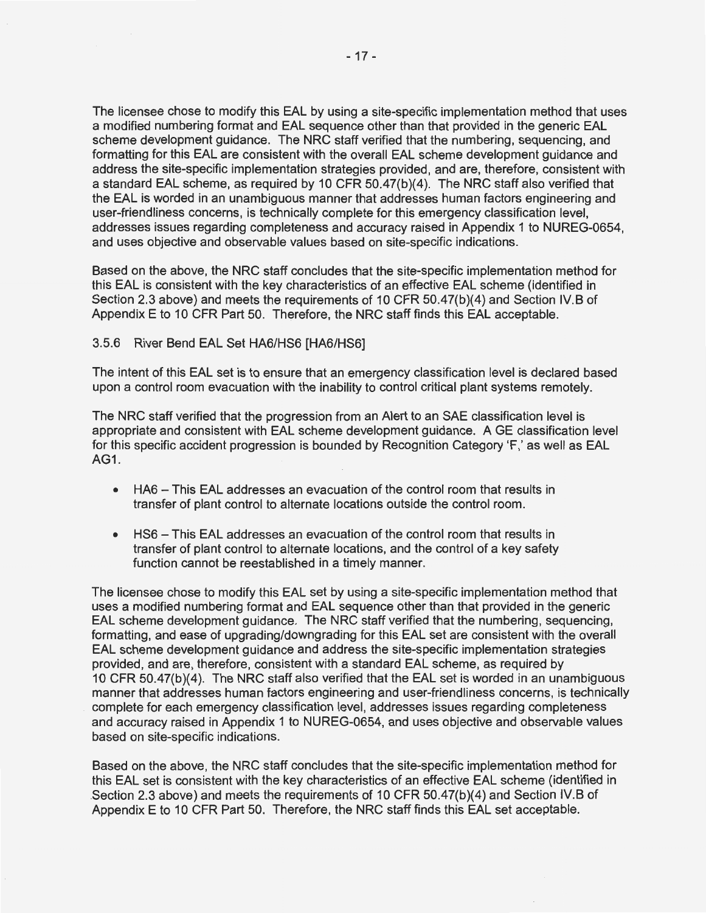The licensee chose to modify this EAL by using a site-specific implementation method that uses a modified numbering format and EAL sequence other than that provided in the generic EAL scheme development guidance. The NRC staff verified that the numbering, sequencing, and formatting for this EAL are consistent with the overall EAL scheme development guidance and address the site-specific implementation strategies provided, and are, therefore, consistent with a standard EAL scheme, as required by 10 CFR 50.47(b)(4). The NRC staff also verified that the EAL is worded in an unambiguous manner that addresses human factors engineering and user-friendliness concerns, is technically complete for this emergency classification level, addresses issues regarding completeness and accuracy raised in Appendix 1 to NUREG-0654, and uses objective and observable values based on site-specific indications.

Based on the above, the NRC staff concludes that the site-specific implementation method for this EAL is consistent with the key characteristics of an effective EAL scheme (identified in Section 2.3 above) and meets the requirements of 10 CFR 50.47(b)(4) and Section IV.B of Appendix E to 10 CFR Part 50. Therefore, the NRC staff finds this EAL acceptable.

### 3.5.6 River Bend EAL Set HA6/HS6 [HA6/HS6]

The intent of this EAL set is to ensure that an emergency classification level is declared based upon a control room evacuation with the inability to control critical plant systems remotely.

The NRC staff verified that the progression from an Alert to an SAE classification level is appropriate and consistent with EAL scheme development guidance. A GE classification level for this specific accident progression is bounded by Recognition Category 'F,' as well as EAL AG1.

- HA6 – This EAL addresses an evacuation of the control room that results in transfer of plant control to alternate locations outside the control room.
- HS6 – This EAL addresses an evacuation of the control room that results in transfer of plant control to alternate locations, and the control of a key safety function cannot be reestablished in a timely manner.

The licensee chose to modify this EAL set by using a site-specific implementation method that uses a modified numbering format and EAL sequence other than that provided in the generic EAL scheme development guidance. The NRC staff verified that the numbering, sequencing, formatting, and ease of upgrading/downgrading for this EAL set are consistent with the overall EAL scheme development guidance and address the site-specific implementation strategies provided, and are, therefore, consistent with a standard EAL scheme, as required by 10 CFR 50.47(b)(4). The NRC staff also verified that the EAL set is worded in an unambiguous manner that addresses human factors engineering and user-friendliness concerns, is technically complete for each emergency classification level, addresses issues regarding completeness and accuracy raised in Appendix 1 to NUREG-0654, and uses objective and observable values based on site-specific indications.

Based on the above, the NRC staff concludes that the site-specific implementation method for this EAL set is consistent with the key characteristics of an effective EAL scheme (identified in Section 2.3 above) and meets the requirements of 10 CFR 50.47(b)(4) and Section IV.B of Appendix E to 10 CFR Part 50. Therefore, the NRC staff finds this EAL set acceptable.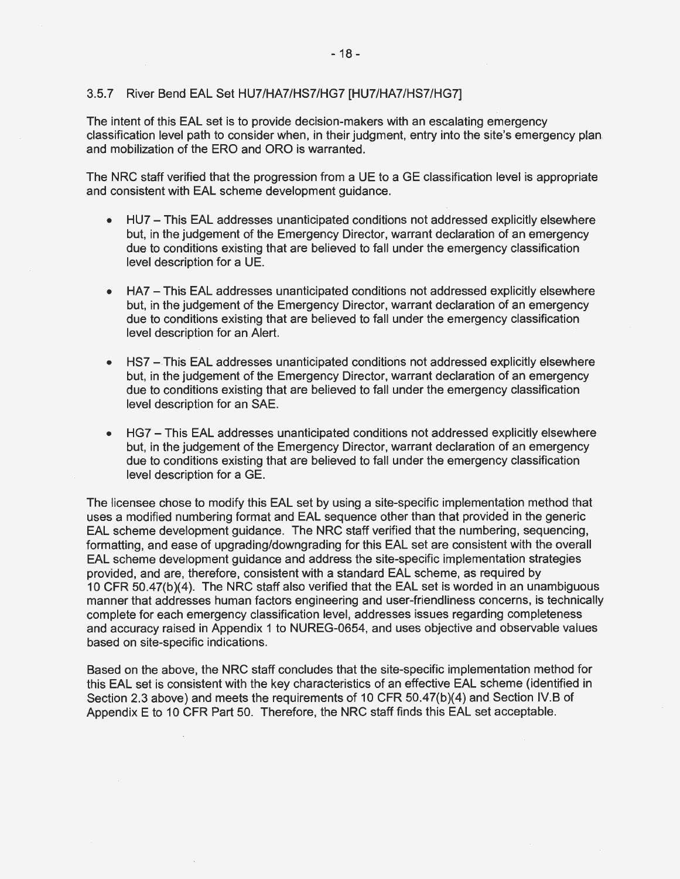### 3.5.7 River Bend EAL Set HU7/HA7/HS7/HG7 [HU7/HA7/HS7/HG7]

The intent of this EAL set is to provide decision-makers with an escalating emergency classification level path to consider when, in their judgment, entry into the site's emergency plan and mobilization of the ERO and ORO is warranted.

The NRC staff verified that the progression from a UE to a GE classification level is appropriate and consistent with EAL scheme development guidance.

- HU7 – This EAL addresses unanticipated conditions not addressed explicitly elsewhere but, in the judgement of the Emergency Director, warrant declaration of an emergency due to conditions existing that are believed to fall under the emergency classification level description for a UE.

- HA7 – This EAL addresses unanticipated conditions not addressed explicitly elsewhere but, in the judgement of the Emergency Director, warrant declaration of an emergency due to conditions existing that are believed to fall under the emergency classification level description for an Alert.

- HS7 – This EAL addresses unanticipated conditions not addressed explicitly elsewhere but, in the judgement of the Emergency Director, warrant declaration of an emergency due to conditions existing that are believed to fall under the emergency classification level description for an SAE.

- HG7 – This EAL addresses unanticipated conditions not addressed explicitly elsewhere but, in the judgement of the Emergency Director, warrant declaration of an emergency due to conditions existing that are believed to fall under the emergency classification level description for a GE.

The licensee chose to modify this EAL set by using a site-specific implementation method that uses a modified numbering format and EAL sequence other than that provided in the generic EAL scheme development guidance. The NRC staff verified that the numbering, sequencing, formatting, and ease of upgrading/downgrading for this EAL set are consistent with the overall EAL scheme development guidance and address the site-specific implementation strategies provided, and are, therefore, consistent with a standard EAL scheme, as required by 10 CFR 50.47(b)(4). The NRC staff also verified that the EAL set is worded in an unambiguous manner that addresses human factors engineering and user-friendliness concerns, is technically complete for each emergency classification level, addresses issues regarding completeness and accuracy raised in Appendix 1 to NUREG-0654, and uses objective and observable values based on site-specific indications.

Based on the above, the NRC staff concludes that the site-specific implementation method for this EAL set is consistent with the key characteristics of an effective EAL scheme (identified in Section 2.3 above) and meets the requirements of 10 CFR 50.47(b)(4) and Section IV.B of Appendix E to 10 CFR Part 50. Therefore, the NRC staff finds this EAL set acceptable.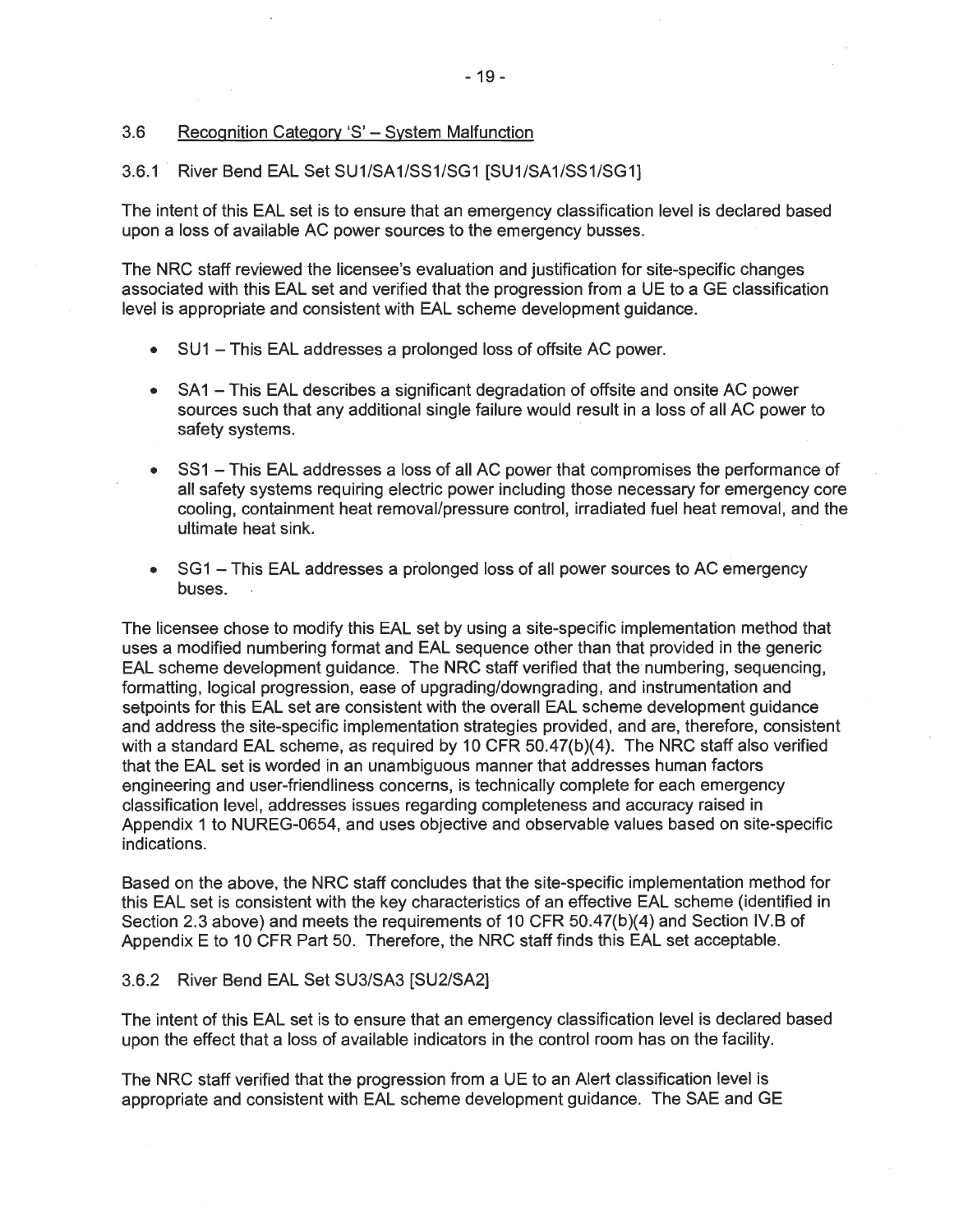### 3.6 Recognition Category 'S' – System Malfunction

#### 3.6.1 River Bend EAL Set SU1/SA1/SS1/SG1 [SU1/SA1/SS1/SG1]

The intent of this EAL set is to ensure that an emergency classification level is declared based upon a loss of available AC power sources to the emergency busses.

The NRC staff reviewed the licensee's evaluation and justification for site-specific changes associated with this EAL set and verified that the progression from a UE to a GE classification level is appropriate and consistent with EAL scheme development guidance.

- SU1 – This EAL addresses a prolonged loss of offsite AC power.
- SA1 – This EAL describes a significant degradation of offsite and onsite AC power sources such that any additional single failure would result in a loss of all AC power to safety systems.
- SS1 – This EAL addresses a loss of all AC power that compromises the performance of all safety systems requiring electric power including those necessary for emergency core cooling, containment heat removal/pressure control, irradiated fuel heat removal, and the ultimate heat sink.
- SG1 – This EAL addresses a prolonged loss of all power sources to AC emergency buses.

The licensee chose to modify this EAL set by using a site-specific implementation method that uses a modified numbering format and EAL sequence other than that provided in the generic EAL scheme development guidance. The NRC staff verified that the numbering, sequencing, formatting, logical progression, ease of upgrading/downgrading, and instrumentation and setpoints for this EAL set are consistent with the overall EAL scheme development guidance and address the site-specific implementation strategies provided, and are, therefore, consistent with a standard EAL scheme, as required by 10 CFR 50.47(b)(4). The NRC staff also verified that the EAL set is worded in an unambiguous manner that addresses human factors engineering and user-friendliness concerns, is technically complete for each emergency classification level, addresses issues regarding completeness and accuracy raised in Appendix 1 to NUREG-0654, and uses objective and observable values based on site-specific indications.

Based on the above, the NRC staff concludes that the site-specific implementation method for this EAL set is consistent with the key characteristics of an effective EAL scheme (identified in Section 2.3 above) and meets the requirements of 10 CFR 50.47(b)(4) and Section IV.B of Appendix E to 10 CFR Part 50. Therefore, the NRC staff finds this EAL set acceptable.

#### 3.6.2 River Bend EAL Set SU3/SA3 [SU2/SA2]

The intent of this EAL set is to ensure that an emergency classification level is declared based upon the effect that a loss of available indicators in the control room has on the facility.

The NRC staff verified that the progression from a UE to an Alert classification level is appropriate and consistent with EAL scheme development guidance. The SAE and GE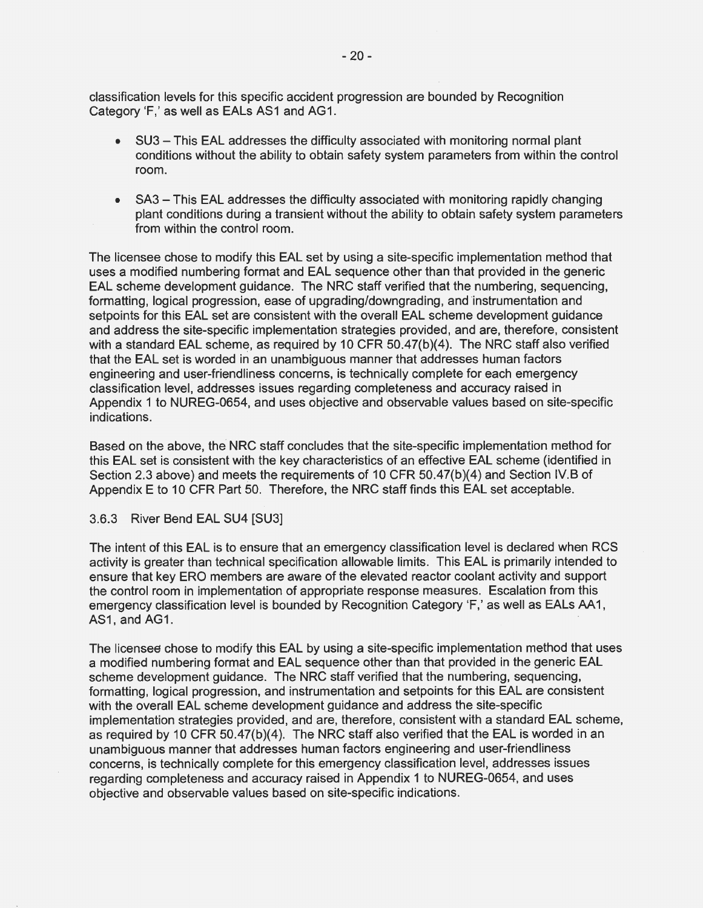classification levels for this specific accident progression are bounded by Recognition Category 'F,' as well as EALs AS1 and AG1.

- SU3 – This EAL addresses the difficulty associated with monitoring normal plant conditions without the ability to obtain safety system parameters from within the control room.
- SA3 – This EAL addresses the difficulty associated with monitoring rapidly changing plant conditions during a transient without the ability to obtain safety system parameters from within the control room.

The licensee chose to modify this EAL set by using a site-specific implementation method that uses a modified numbering format and EAL sequence other than that provided in the generic EAL scheme development guidance. The NRC staff verified that the numbering, sequencing, formatting, logical progression, ease of upgrading/downgrading, and instrumentation and setpoints for this EAL set are consistent with the overall EAL scheme development guidance and address the site-specific implementation strategies provided, and are, therefore, consistent with a standard EAL scheme, as required by 10 CFR 50.47(b)(4). The NRC staff also verified that the EAL set is worded in an unambiguous manner that addresses human factors engineering and user-friendliness concerns, is technically complete for each emergency classification level, addresses issues regarding completeness and accuracy raised in Appendix 1 to NUREG-0654, and uses objective and observable values based on site-specific indications.

Based on the above, the NRC staff concludes that the site-specific implementation method for this EAL set is consistent with the key characteristics of an effective EAL scheme (identified in Section 2.3 above) and meets the requirements of 10 CFR 50.47(b)(4) and Section IV.B of Appendix E to 10 CFR Part 50. Therefore, the NRC staff finds this EAL set acceptable.

### 3.6.3 River Bend EAL SU4 [SU3]

The intent of this EAL is to ensure that an emergency classification level is declared when RCS activity is greater than technical specification allowable limits. This EAL is primarily intended to ensure that key ERO members are aware of the elevated reactor coolant activity and support the control room in implementation of appropriate response measures. Escalation from this emergency classification level is bounded by Recognition Category 'F,' as well as EALs AA1, AS1, and AG1.

The licensee chose to modify this EAL by using a site-specific implementation method that uses a modified numbering format and EAL sequence other than that provided in the generic EAL scheme development guidance. The NRC staff verified that the numbering, sequencing, formatting, logical progression, and instrumentation and setpoints for this EAL are consistent with the overall EAL scheme development guidance and address the site-specific implementation strategies provided, and are, therefore, consistent with a standard EAL scheme, as required by 10 CFR 50.47(b)(4). The NRC staff also verified that the EAL is worded in an unambiguous manner that addresses human factors engineering and user-friendliness concerns, is technically complete for this emergency classification level, addresses issues regarding completeness and accuracy raised in Appendix 1 to NUREG-0654, and uses objective and observable values based on site-specific indications.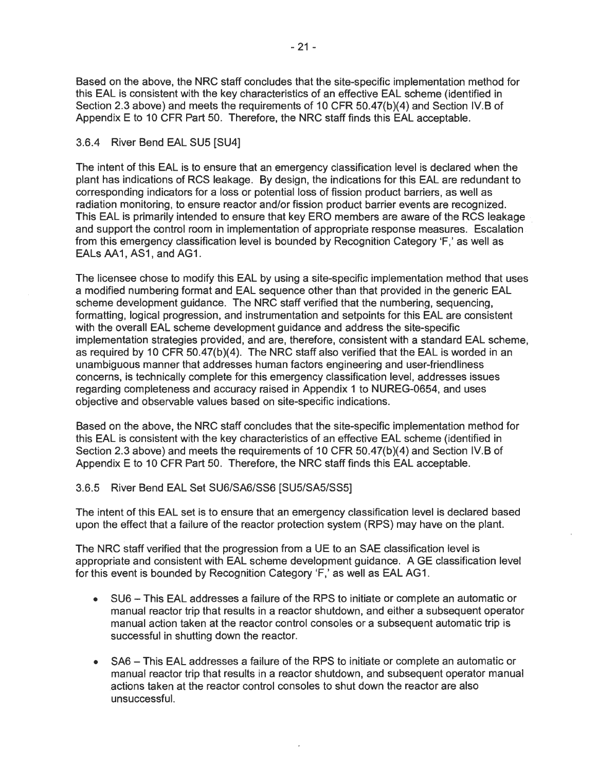Based on the above, the NRC staff concludes that the site-specific implementation method for this EAL is consistent with the key characteristics of an effective EAL scheme (identified in Section 2.3 above) and meets the requirements of 10 CFR 50.47(b)(4) and Section IV.B of Appendix E to 10 CFR Part 50. Therefore, the NRC staff finds this EAL acceptable.

### 3.6.4 River Bend EAL SU5 [SU4]

The intent of this EAL is to ensure that an emergency classification level is declared when the plant has indications of RCS leakage. By design, the indications for this EAL are redundant to corresponding indicators for a loss or potential loss of fission product barriers, as well as radiation monitoring, to ensure reactor and/or fission product barrier events are recognized. This EAL is primarily intended to ensure that key ERO members are aware of the RCS leakage and support the control room in implementation of appropriate response measures. Escalation from this emergency classification level is bounded by Recognition Category 'F,' as well as EALs AA1, AS1, and AG1.

The licensee chose to modify this EAL by using a site-specific implementation method that uses a modified numbering format and EAL sequence other than that provided in the generic EAL scheme development guidance. The NRC staff verified that the numbering, sequencing, formatting, logical progression, and instrumentation and setpoints for this EAL are consistent with the overall EAL scheme development guidance and address the site-specific implementation strategies provided, and are, therefore, consistent with a standard EAL scheme, as required by 10 CFR 50.47(b)(4). The NRC staff also verified that the EAL is worded in an unambiguous manner that addresses human factors engineering and user-friendliness concerns, is technically complete for this emergency classification level, addresses issues regarding completeness and accuracy raised in Appendix 1 to NUREG-0654, and uses objective and observable values based on site-specific indications.

Based on the above, the NRC staff concludes that the site-specific implementation method for this EAL is consistent with the key characteristics of an effective EAL scheme (identified in Section 2.3 above) and meets the requirements of 10 CFR 50.47(b)(4) and Section IV.B of Appendix E to 10 CFR Part 50. Therefore, the NRC staff finds this EAL acceptable.

### 3.6.5 River Bend EAL Set SU6/SA6/SS6 [SU5/SA5/SS5]

The intent of this EAL set is to ensure that an emergency classification level is declared based upon the effect that a failure of the reactor protection system (RPS) may have on the plant.

The NRC staff verified that the progression from a UE to an SAE classification level is appropriate and consistent with EAL scheme development guidance. A GE classification level for this event is bounded by Recognition Category 'F,' as well as EAL AG1.

- SU6 – This EAL addresses a failure of the RPS to initiate or complete an automatic or manual reactor trip that results in a reactor shutdown, and either a subsequent operator manual action taken at the reactor control consoles or a subsequent automatic trip is successful in shutting down the reactor.
- SA6 – This EAL addresses a failure of the RPS to initiate or complete an automatic or manual reactor trip that results in a reactor shutdown, and subsequent operator manual actions taken at the reactor control consoles to shut down the reactor are also unsuccessful.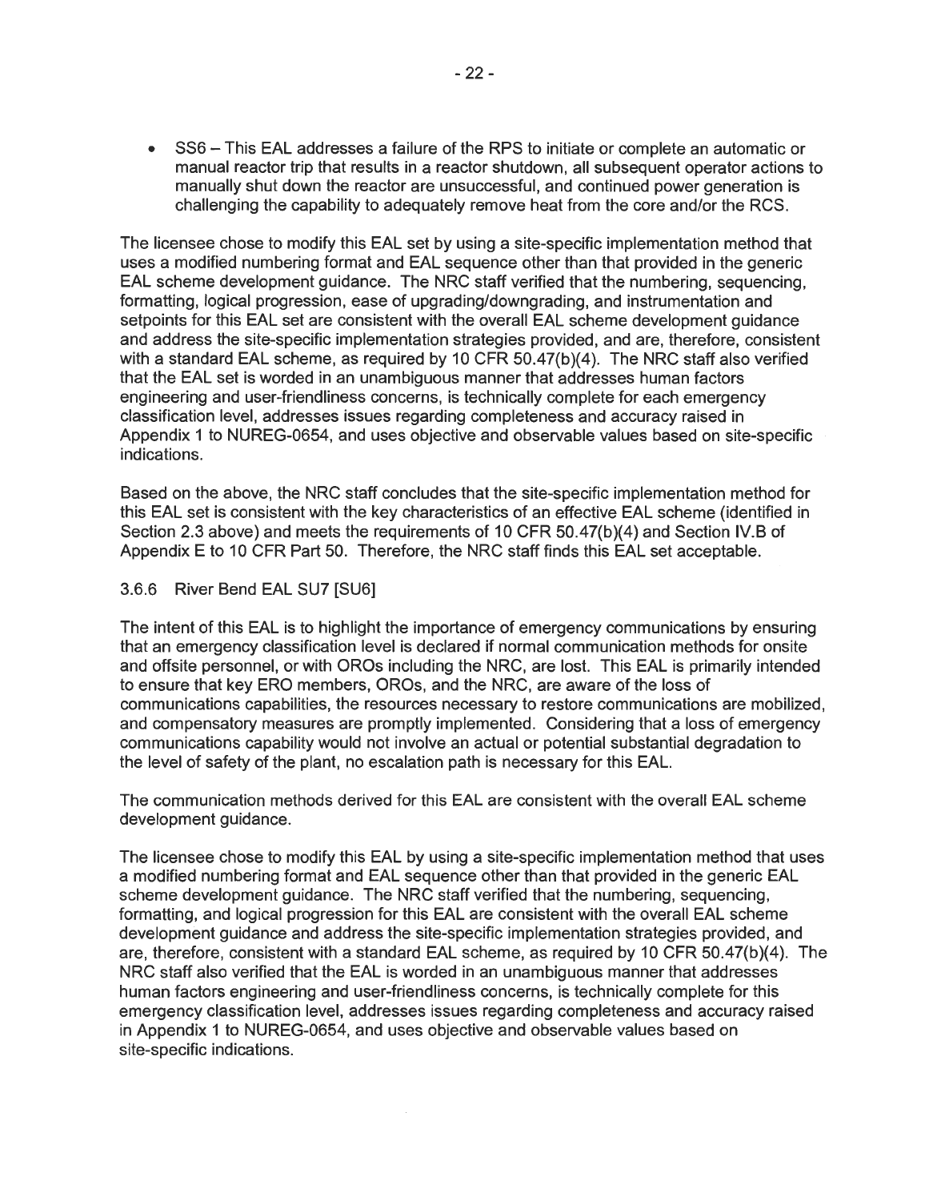- SS6 – This EAL addresses a failure of the RPS to initiate or complete an automatic or manual reactor trip that results in a reactor shutdown, all subsequent operator actions to manually shut down the reactor are unsuccessful, and continued power generation is challenging the capability to adequately remove heat from the core and/or the RCS.

The licensee chose to modify this EAL set by using a site-specific implementation method that uses a modified numbering format and EAL sequence other than that provided in the generic EAL scheme development guidance. The NRC staff verified that the numbering, sequencing, formatting, logical progression, ease of upgrading/downgrading, and instrumentation and setpoints for this EAL set are consistent with the overall EAL scheme development guidance and address the site-specific implementation strategies provided, and are, therefore, consistent with a standard EAL scheme, as required by 10 CFR 50.47(b)(4). The NRC staff also verified that the EAL set is worded in an unambiguous manner that addresses human factors engineering and user-friendliness concerns, is technically complete for each emergency classification level, addresses issues regarding completeness and accuracy raised in Appendix 1 to NUREG-0654, and uses objective and observable values based on site-specific indications.

Based on the above, the NRC staff concludes that the site-specific implementation method for this EAL set is consistent with the key characteristics of an effective EAL scheme (identified in Section 2.3 above) and meets the requirements of 10 CFR 50.47(b)(4) and Section IV.B of Appendix E to 10 CFR Part 50. Therefore, the NRC staff finds this EAL set acceptable.

### 3.6.6 River Bend EAL SU7 [SU6]

The intent of this EAL is to highlight the importance of emergency communications by ensuring that an emergency classification level is declared if normal communication methods for onsite and offsite personnel, or with OROs including the NRC, are lost. This EAL is primarily intended to ensure that key ERO members, OROs, and the NRC, are aware of the loss of communications capabilities, the resources necessary to restore communications are mobilized, and compensatory measures are promptly implemented. Considering that a loss of emergency communications capability would not involve an actual or potential substantial degradation to the level of safety of the plant, no escalation path is necessary for this EAL.

The communication methods derived for this EAL are consistent with the overall EAL scheme development guidance.

The licensee chose to modify this EAL by using a site-specific implementation method that uses a modified numbering format and EAL sequence other than that provided in the generic EAL scheme development guidance. The NRC staff verified that the numbering, sequencing, formatting, and logical progression for this EAL are consistent with the overall EAL scheme development guidance and address the site-specific implementation strategies provided, and are, therefore, consistent with a standard EAL scheme, as required by 10 CFR 50.47(b)(4). The NRC staff also verified that the EAL is worded in an unambiguous manner that addresses human factors engineering and user-friendliness concerns, is technically complete for this emergency classification level, addresses issues regarding completeness and accuracy raised in Appendix 1 to NUREG-0654, and uses objective and observable values based on site-specific indications.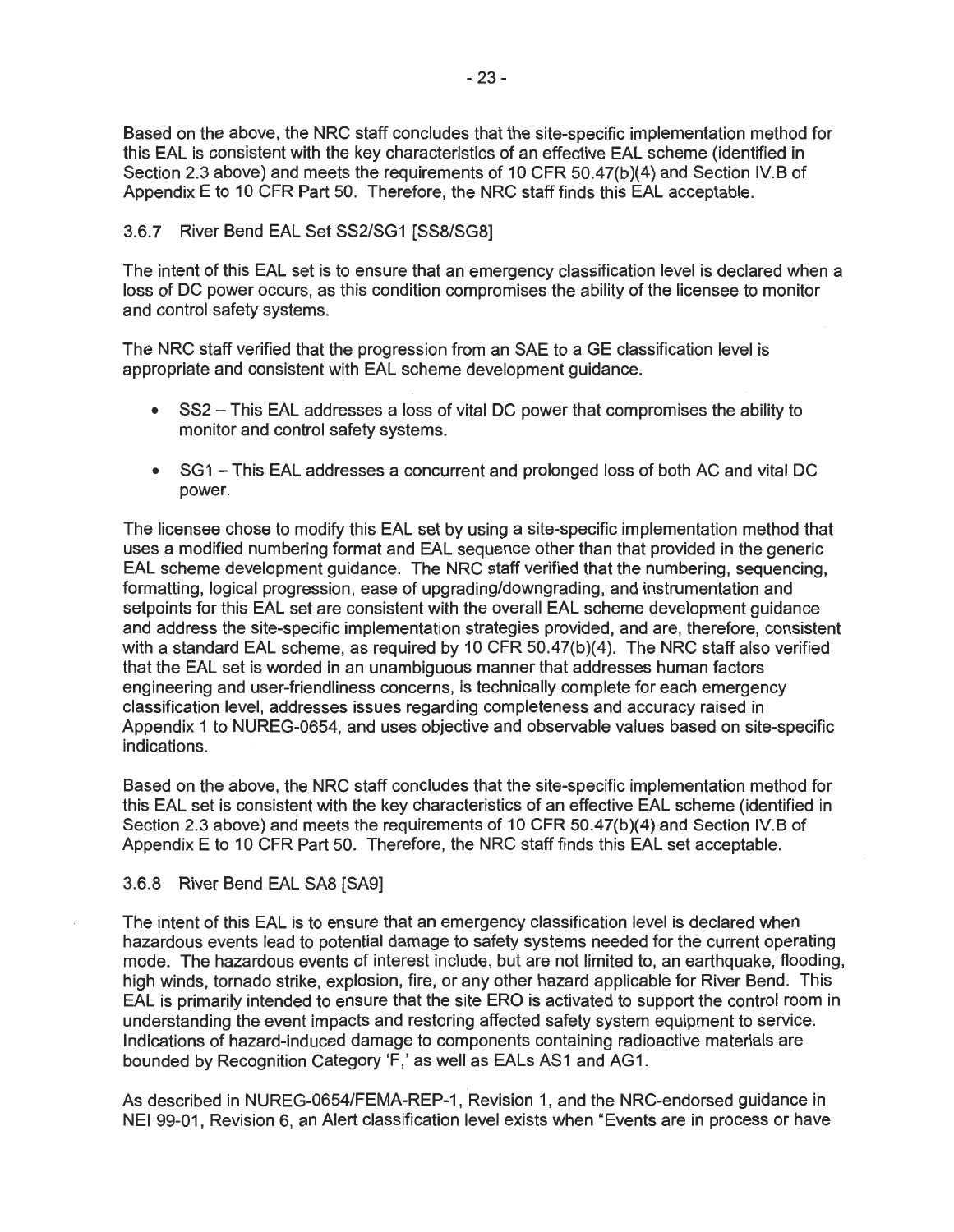Based on the above, the NRC staff concludes that the site-specific implementation method for this EAL is consistent with the key characteristics of an effective EAL scheme (identified in Section 2.3 above) and meets the requirements of 10 CFR 50.47(b)(4) and Section IV.B of Appendix E to 10 CFR Part 50. Therefore, the NRC staff finds this EAL acceptable.

### 3.6.7 River Bend EAL Set SS2/SG1 [SS8/SG8]

The intent of this EAL set is to ensure that an emergency classification level is declared when a loss of DC power occurs, as this condition compromises the ability of the licensee to monitor and control safety systems.

The NRC staff verified that the progression from an SAE to a GE classification level is appropriate and consistent with EAL scheme development guidance.

- SS2 – This EAL addresses a loss of vital DC power that compromises the ability to monitor and control safety systems.
- SG1 – This EAL addresses a concurrent and prolonged loss of both AC and vital DC power.

The licensee chose to modify this EAL set by using a site-specific implementation method that uses a modified numbering format and EAL sequence other than that provided in the generic EAL scheme development guidance. The NRC staff verified that the numbering, sequencing, formatting, logical progression, ease of upgrading/downgrading, and instrumentation and setpoints for this EAL set are consistent with the overall EAL scheme development guidance and address the site-specific implementation strategies provided, and are, therefore, consistent with a standard EAL scheme, as required by 10 CFR 50.47(b)(4). The NRC staff also verified that the EAL set is worded in an unambiguous manner that addresses human factors engineering and user-friendliness concerns, is technically complete for each emergency classification level, addresses issues regarding completeness and accuracy raised in Appendix 1 to NUREG-0654, and uses objective and observable values based on site-specific indications.

Based on the above, the NRC staff concludes that the site-specific implementation method for this EAL set is consistent with the key characteristics of an effective EAL scheme (identified in Section 2.3 above) and meets the requirements of 10 CFR 50.47(b)(4) and Section IV.B of Appendix E to 10 CFR Part 50. Therefore, the NRC staff finds this EAL set acceptable.

### 3.6.8 River Bend EAL SA8 [SA9]

The intent of this EAL is to ensure that an emergency classification level is declared when hazardous events lead to potential damage to safety systems needed for the current operating mode. The hazardous events of interest include, but are not limited to, an earthquake, flooding, high winds, tornado strike, explosion, fire, or any other hazard applicable for River Bend. This EAL is primarily intended to ensure that the site ERO is activated to support the control room in understanding the event impacts and restoring affected safety system equipment to service. Indications of hazard-induced damage to components containing radioactive materials are bounded by Recognition Category 'F,' as well as EALs AS1 and AG1.

As described in NUREG-0654/FEMA-REP-1, Revision 1, and the NRC-endorsed guidance in NEI 99-01, Revision 6, an Alert classification level exists when "Events are in process or have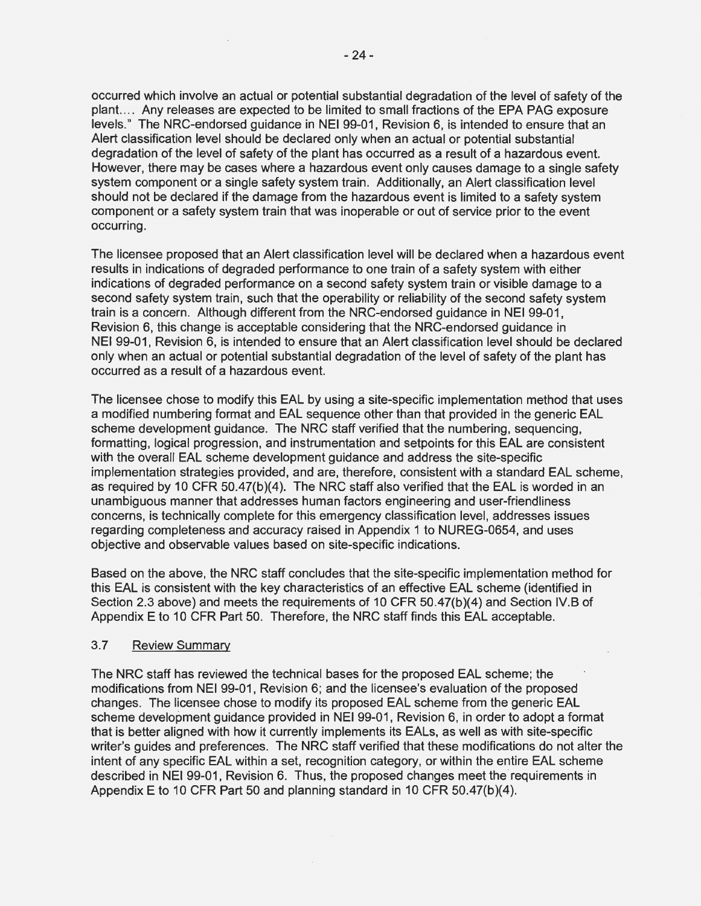occurred which involve an actual or potential substantial degradation of the level of safety of the plant.... Any releases are expected to be limited to small fractions of the EPA PAG exposure levels." The NRC-endorsed guidance in NEI 99-01, Revision 6, is intended to ensure that an Alert classification level should be declared only when an actual or potential substantial degradation of the level of safety of the plant has occurred as a result of a hazardous event. However, there may be cases where a hazardous event only causes damage to a single safety system component or a single safety system train. Additionally, an Alert classification level should not be declared if the damage from the hazardous event is limited to a safety system component or a safety system train that was inoperable or out of service prior to the event occurring.

The licensee proposed that an Alert classification level will be declared when a hazardous event results in indications of degraded performance to one train of a safety system with either indications of degraded performance on a second safety system train or visible damage to a second safety system train, such that the operability or reliability of the second safety system train is a concern. Although different from the NRC-endorsed guidance in NEI 99-01, Revision 6, this change is acceptable considering that the NRC-endorsed guidance in NEI 99-01, Revision 6, is intended to ensure that an Alert classification level should be declared only when an actual or potential substantial degradation of the level of safety of the plant has occurred as a result of a hazardous event.

The licensee chose to modify this EAL by using a site-specific implementation method that uses a modified numbering format and EAL sequence other than that provided in the generic EAL scheme development guidance. The NRC staff verified that the numbering, sequencing, formatting, logical progression, and instrumentation and setpoints for this EAL are consistent with the overall EAL scheme development guidance and address the site-specific implementation strategies provided, and are, therefore, consistent with a standard EAL scheme, as required by 10 CFR 50.47(b)(4). The NRC staff also verified that the EAL is worded in an unambiguous manner that addresses human factors engineering and user-friendliness concerns, is technically complete for this emergency classification level, addresses issues regarding completeness and accuracy raised in Appendix 1 to NUREG-0654, and uses objective and observable values based on site-specific indications.

Based on the above, the NRC staff concludes that the site-specific implementation method for this EAL is consistent with the key characteristics of an effective EAL scheme (identified in Section 2.3 above) and meets the requirements of 10 CFR 50.47(b)(4) and Section IV.B of Appendix E to 10 CFR Part 50. Therefore, the NRC staff finds this EAL acceptable.

### 3.7 Review Summary

The NRC staff has reviewed the technical bases for the proposed EAL scheme; the modifications from NEI 99-01, Revision 6; and the licensee's evaluation of the proposed changes. The licensee chose to modify its proposed EAL scheme from the generic EAL scheme development guidance provided in NEI 99-01, Revision 6, in order to adopt a format that is better aligned with how it currently implements its EALs, as well as with site-specific writer's guides and preferences. The NRC staff verified that these modifications do not alter the intent of any specific EAL within a set, recognition category, or within the entire EAL scheme described in NEI 99-01, Revision 6. Thus, the proposed changes meet the requirements in Appendix E to 10 CFR Part 50 and planning standard in 10 CFR 50.47(b)(4).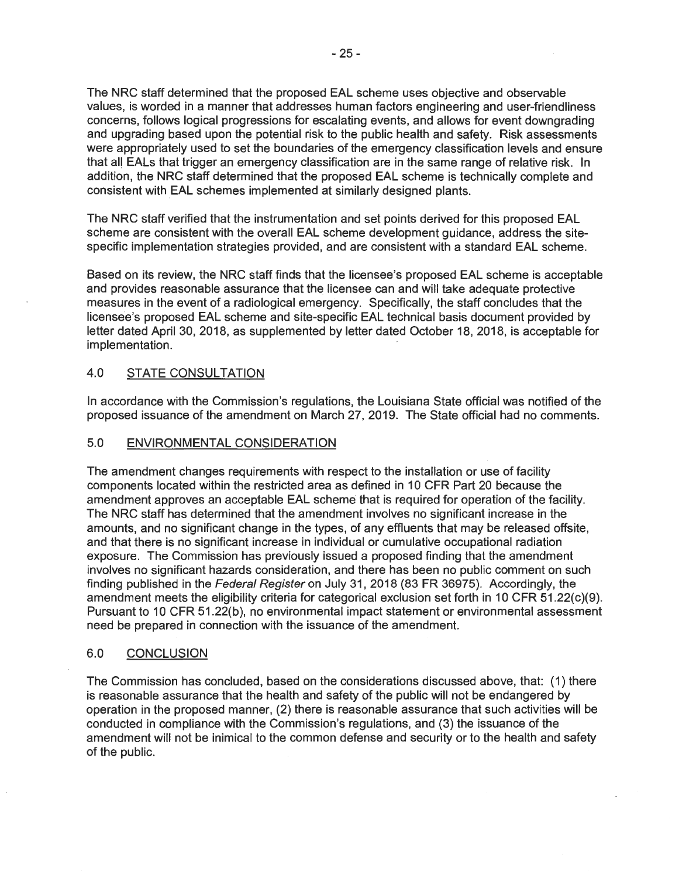The NRC staff determined that the proposed EAL scheme uses objective and observable values, is worded in a manner that addresses human factors engineering and user-friendliness concerns, follows logical progressions for escalating events, and allows for event downgrading and upgrading based upon the potential risk to the public health and safety. Risk assessments were appropriately used to set the boundaries of the emergency classification levels and ensure that all EALs that trigger an emergency classification are in the same range of relative risk. In addition, the NRC staff determined that the proposed EAL scheme is technically complete and consistent with EAL schemes implemented at similarly designed plants.

The NRC staff verified that the instrumentation and set points derived for this proposed EAL scheme are consistent with the overall EAL scheme development guidance, address the site-specific implementation strategies provided, and are consistent with a standard EAL scheme.

Based on its review, the NRC staff finds that the licensee's proposed EAL scheme is acceptable and provides reasonable assurance that the licensee can and will take adequate protective measures in the event of a radiological emergency. Specifically, the staff concludes that the licensee's proposed EAL scheme and site-specific EAL technical basis document provided by letter dated April 30, 2018, as supplemented by letter dated October 18, 2018, is acceptable for implementation.

## 4.0 STATE CONSULTATION

In accordance with the Commission's regulations, the Louisiana State official was notified of the proposed issuance of the amendment on March 27, 2019. The State official had no comments.

## 5.0 ENVIRONMENTAL CONSIDERATION

The amendment changes requirements with respect to the installation or use of facility components located within the restricted area as defined in 10 CFR Part 20 because the amendment approves an acceptable EAL scheme that is required for operation of the facility. The NRC staff has determined that the amendment involves no significant increase in the amounts, and no significant change in the types, of any effluents that may be released offsite, and that there is no significant increase in individual or cumulative occupational radiation exposure. The Commission has previously issued a proposed finding that the amendment involves no significant hazards consideration, and there has been no public comment on such finding published in the *Federal Register* on July 31, 2018 (83 FR 36975). Accordingly, the amendment meets the eligibility criteria for categorical exclusion set forth in 10 CFR 51.22(c)(9). Pursuant to 10 CFR 51.22(b), no environmental impact statement or environmental assessment need be prepared in connection with the issuance of the amendment.

## 6.0 CONCLUSION

The Commission has concluded, based on the considerations discussed above, that: (1) there is reasonable assurance that the health and safety of the public will not be endangered by operation in the proposed manner, (2) there is reasonable assurance that such activities will be conducted in compliance with the Commission's regulations, and (3) the issuance of the amendment will not be inimical to the common defense and security or to the health and safety of the public.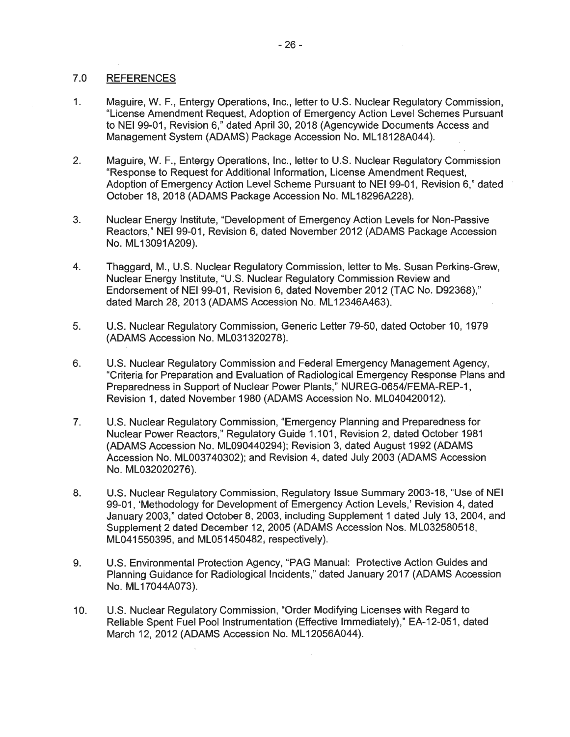## 7.0 REFERENCES

1. Maguire, W. F., Entergy Operations, Inc., letter to U.S. Nuclear Regulatory Commission, "License Amendment Request, Adoption of Emergency Action Level Schemes Pursuant to NEI 99-01, Revision 6," dated April 30, 2018 (Agencywide Documents Access and Management System (ADAMS) Package Accession No. ML18128A044).

2. Maguire, W. F., Entergy Operations, Inc., letter to U.S. Nuclear Regulatory Commission "Response to Request for Additional Information, License Amendment Request, Adoption of Emergency Action Level Scheme Pursuant to NEI 99-01, Revision 6," dated October 18, 2018 (ADAMS Package Accession No. ML18296A228).

3. Nuclear Energy Institute, "Development of Emergency Action Levels for Non-Passive Reactors," NEI 99-01, Revision 6, dated November 2012 (ADAMS Package Accession No. ML13091A209).

4. Thaggard, M., U.S. Nuclear Regulatory Commission, letter to Ms. Susan Perkins-Grew, Nuclear Energy Institute, "U.S. Nuclear Regulatory Commission Review and Endorsement of NEI 99-01, Revision 6, dated November 2012 (TAC No. D92368)," dated March 28, 2013 (ADAMS Accession No. ML12346A463).

5. U.S. Nuclear Regulatory Commission, Generic Letter 79-50, dated October 10, 1979 (ADAMS Accession No. ML031320278).

6. U.S. Nuclear Regulatory Commission and Federal Emergency Management Agency, "Criteria for Preparation and Evaluation of Radiological Emergency Response Plans and Preparedness in Support of Nuclear Power Plants," NUREG-0654/FEMA-REP-1, Revision 1, dated November 1980 (ADAMS Accession No. ML040420012).

7. U.S. Nuclear Regulatory Commission, "Emergency Planning and Preparedness for Nuclear Power Reactors," Regulatory Guide 1.101, Revision 2, dated October 1981 (ADAMS Accession No. ML090440294); Revision 3, dated August 1992 (ADAMS Accession No. ML003740302); and Revision 4, dated July 2003 (ADAMS Accession No. ML032020276).

8. U.S. Nuclear Regulatory Commission, Regulatory Issue Summary 2003-18, "Use of NEI 99-01, 'Methodology for Development of Emergency Action Levels,' Revision 4, dated January 2003," dated October 8, 2003, including Supplement 1 dated July 13, 2004, and Supplement 2 dated December 12, 2005 (ADAMS Accession Nos. ML032580518, ML041550395, and ML051450482, respectively).

9. U.S. Environmental Protection Agency, "PAG Manual: Protective Action Guides and Planning Guidance for Radiological Incidents," dated January 2017 (ADAMS Accession No. ML17044A073).

10. U.S. Nuclear Regulatory Commission, "Order Modifying Licenses with Regard to Reliable Spent Fuel Pool Instrumentation (Effective Immediately)," EA-12-051, dated March 12, 2012 (ADAMS Accession No. ML12056A044).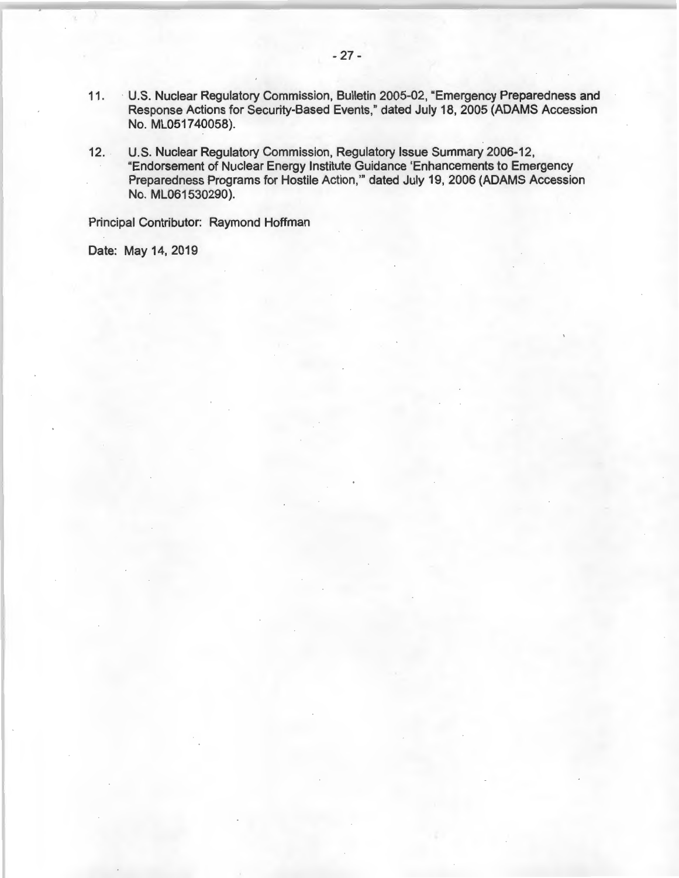11. U.S. Nuclear Regulatory Commission, Bulletin 2005-02, "Emergency Preparedness and Response Actions for Security-Based Events," dated July 18, 2005 (ADAMS Accession No. ML051740058).

12. U.S. Nuclear Regulatory Commission, Regulatory Issue Summary 2006-12, "Endorsement of Nuclear Energy Institute Guidance 'Enhancements to Emergency Preparedness Programs for Hostile Action,'" dated July 19, 2006 (ADAMS Accession No. ML061530290).

Principal Contributor: Raymond Hoffman

Date: May 14, 2019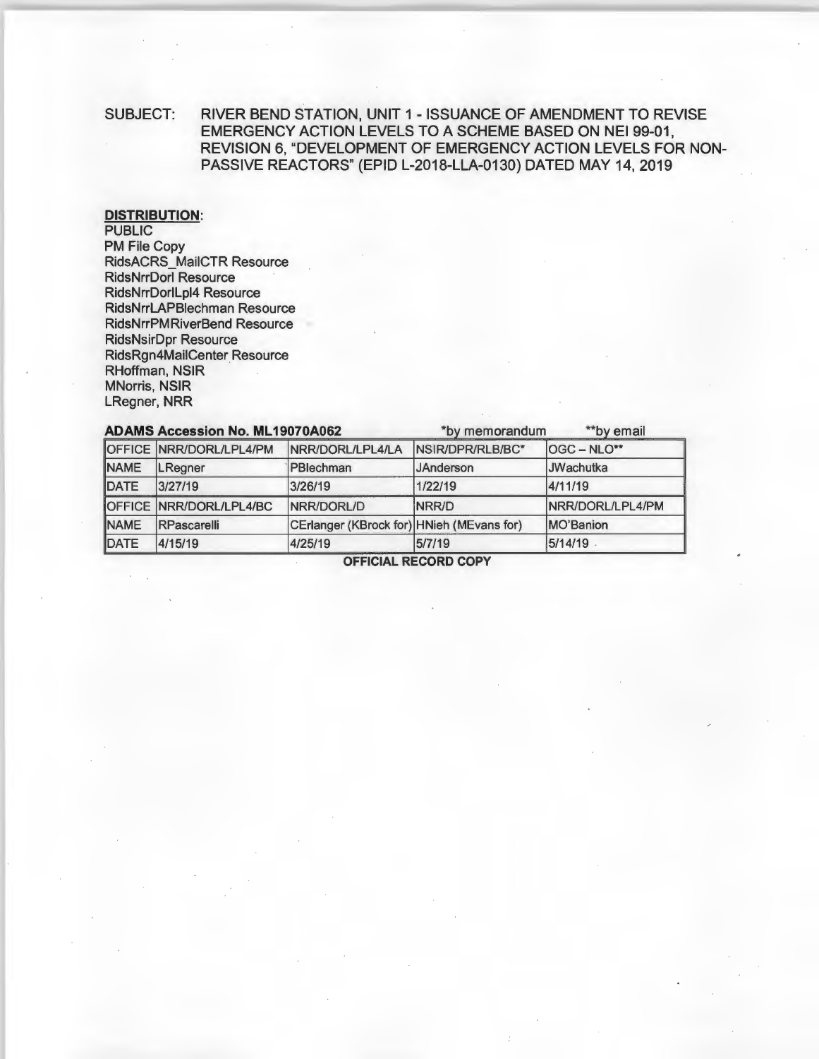SUBJECT: RIVER BEND STATION, UNIT 1 - ISSUANCE OF AMENDMENT TO REVISE EMERGENCY ACTION LEVELS TO A SCHEME BASED ON NEI 99-01, REVISION 6, "DEVELOPMENT OF EMERGENCY ACTION LEVELS FOR NON-PASSIVE REACTORS" (EPID L-2018-LLA-0130) DATED MAY 14, 2019

**DISTRIBUTION**:
PUBLIC
PM File Copy
RidsACRS_MailCTR Resource
RidsNrrDorl Resource
RidsNrrDorlLpl4 Resource
RidsNrrLAPBlechman Resource
RidsNrrPMRiverBend Resource
RidsNsirDpr Resource
RidsRgn4MailCenter Resource
RHoffman, NSIR
MNorris, NSIR
LRegner, NRR

**ADAMS Accession No. ML19070A062** *by memorandum **by email

| OFFICE | NRR/DORL/LPL4/PM | NRR/DORL/LPL4/LA | NSIR/DPR/RLB/BC* | OGC – NLO** |
|---|---|---|---|---|
| NAME | LRegner | PBlechman | JAnderson | JWachutka |
| DATE | 3/27/19 | 3/26/19 | 1/22/19 | 4/11/19 |
| OFFICE | NRR/DORL/LPL4/BC | NRR/DORL/D | NRR/D | NRR/DORL/LPL4/PM |
| NAME | RPascarelli | CErlanger (KBrock for) | HNieh (MEvans for) | MO'Banion |
| DATE | 4/15/19 | 4/25/19 | 5/7/19 | 5/14/19 |

**OFFICIAL RECORD COPY**